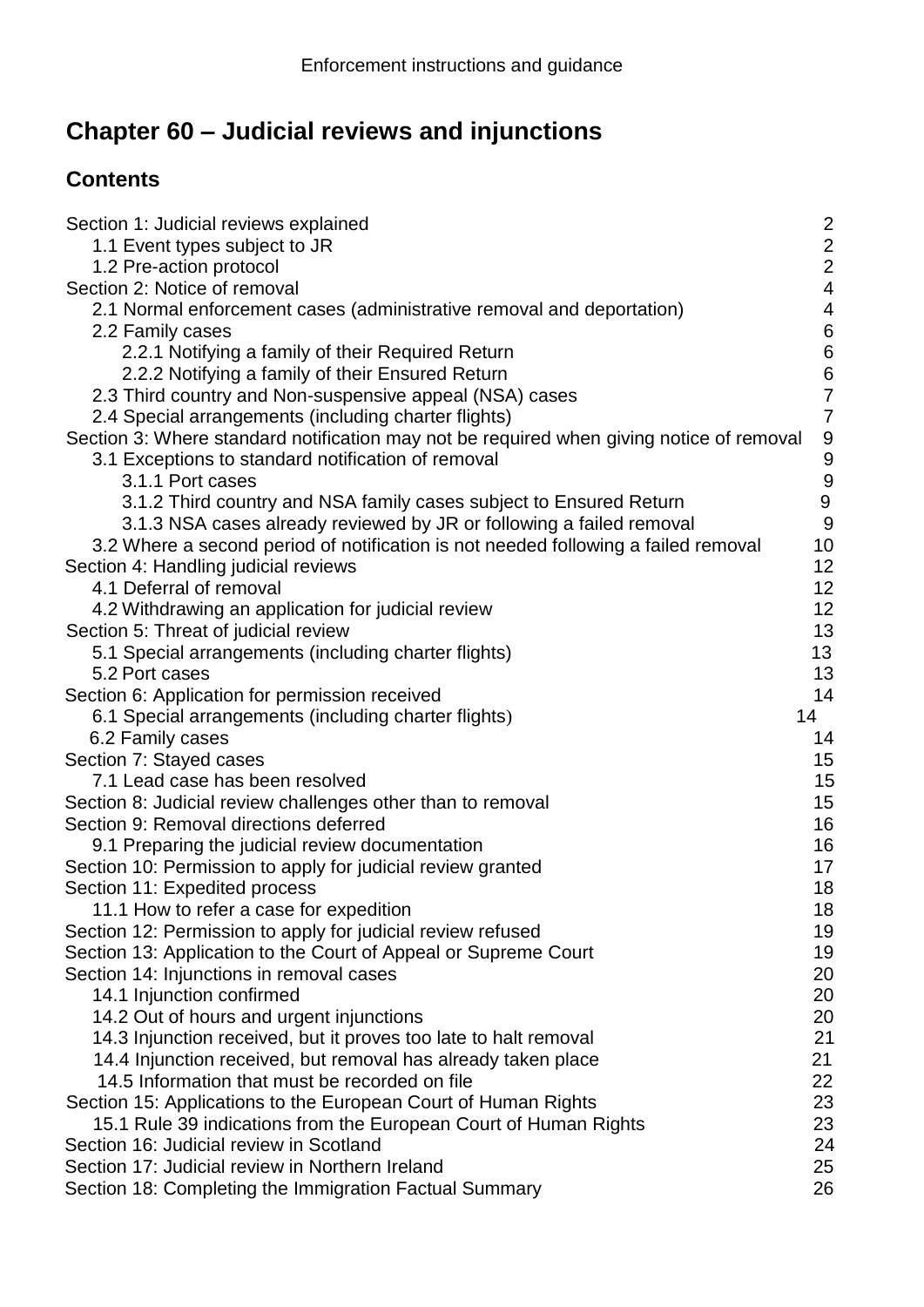# Chapter 60 – Judicial reviews and injunctions

## Contents

- Section 1: Judicial reviews explained — 2
  - 1.1 Event types subject to JR — 2
  - 1.2 Pre-action protocol — 2
- Section 2: Notice of removal — 4
  - 2.1 Normal enforcement cases (administrative removal and deportation) — 4
  - 2.2 Family cases — 6
    - 2.2.1 Notifying a family of their Required Return — 6
    - 2.2.2 Notifying a family of their Ensured Return — 6
  - 2.3 Third country and Non-suspensive appeal (NSA) cases — 7
  - 2.4 Special arrangements (including charter flights) — 7
- Section 3: Where standard notification may not be required when giving notice of removal — 9
  - 3.1 Exceptions to standard notification of removal — 9
    - 3.1.1 Port cases — 9
    - 3.1.2 Third country and NSA family cases subject to Ensured Return — 9
    - 3.1.3 NSA cases already reviewed by JR or following a failed removal — 9
  - 3.2 Where a second period of notification is not needed following a failed removal — 10
- Section 4: Handling judicial reviews — 12
  - 4.1 Deferral of removal — 12
  - 4.2 Withdrawing an application for judicial review — 12
- Section 5: Threat of judicial review — 13
  - 5.1 Special arrangements (including charter flights) — 13
  - 5.2 Port cases — 13
- Section 6: Application for permission received — 14
  - 6.1 Special arrangements (including charter flights) — 14
  - 6.2 Family cases — 14
- Section 7: Stayed cases — 15
  - 7.1 Lead case has been resolved — 15
- Section 8: Judicial review challenges other than to removal — 15
- Section 9: Removal directions deferred — 16
  - 9.1 Preparing the judicial review documentation — 16
- Section 10: Permission to apply for judicial review granted — 17
- Section 11: Expedited process — 18
  - 11.1 How to refer a case for expedition — 18
- Section 12: Permission to apply for judicial review refused — 19
- Section 13: Application to the Court of Appeal or Supreme Court — 19
- Section 14: Injunctions in removal cases — 20
  - 14.1 Injunction confirmed — 20
  - 14.2 Out of hours and urgent injunctions — 20
  - 14.3 Injunction received, but it proves too late to halt removal — 21
  - 14.4 Injunction received, but removal has already taken place — 21
  - 14.5 Information that must be recorded on file — 22
- Section 15: Applications to the European Court of Human Rights — 23
  - 15.1 Rule 39 indications from the European Court of Human Rights — 23
- Section 16: Judicial review in Scotland — 24
- Section 17: Judicial review in Northern Ireland — 25
- Section 18: Completing the Immigration Factual Summary — 26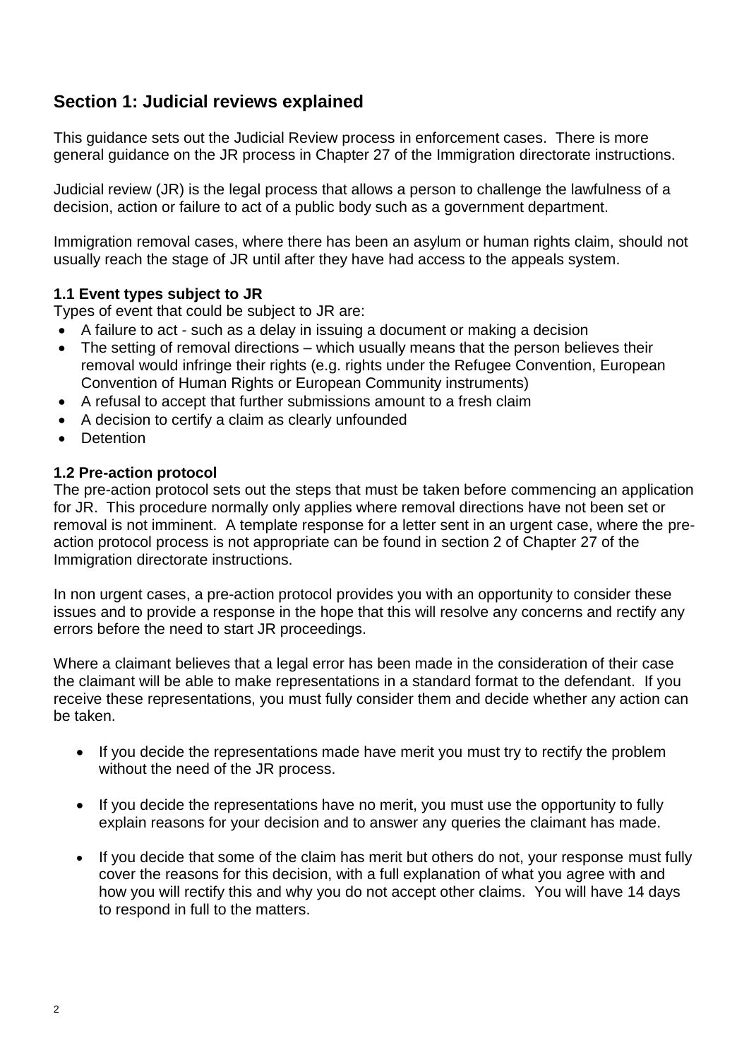## Section 1: Judicial reviews explained

This guidance sets out the Judicial Review process in enforcement cases. There is more general guidance on the JR process in Chapter 27 of the Immigration directorate instructions.

Judicial review (JR) is the legal process that allows a person to challenge the lawfulness of a decision, action or failure to act of a public body such as a government department.

Immigration removal cases, where there has been an asylum or human rights claim, should not usually reach the stage of JR until after they have had access to the appeals system.

### 1.1 Event types subject to JR

Types of event that could be subject to JR are:

- A failure to act - such as a delay in issuing a document or making a decision
- The setting of removal directions – which usually means that the person believes their removal would infringe their rights (e.g. rights under the Refugee Convention, European Convention of Human Rights or European Community instruments)
- A refusal to accept that further submissions amount to a fresh claim
- A decision to certify a claim as clearly unfounded
- Detention

### 1.2 Pre-action protocol

The pre-action protocol sets out the steps that must be taken before commencing an application for JR. This procedure normally only applies where removal directions have not been set or removal is not imminent. A template response for a letter sent in an urgent case, where the pre-action protocol process is not appropriate can be found in section 2 of Chapter 27 of the Immigration directorate instructions.

In non urgent cases, a pre-action protocol provides you with an opportunity to consider these issues and to provide a response in the hope that this will resolve any concerns and rectify any errors before the need to start JR proceedings.

Where a claimant believes that a legal error has been made in the consideration of their case the claimant will be able to make representations in a standard format to the defendant. If you receive these representations, you must fully consider them and decide whether any action can be taken.

- If you decide the representations made have merit you must try to rectify the problem without the need of the JR process.
- If you decide the representations have no merit, you must use the opportunity to fully explain reasons for your decision and to answer any queries the claimant has made.
- If you decide that some of the claim has merit but others do not, your response must fully cover the reasons for this decision, with a full explanation of what you agree with and how you will rectify this and why you do not accept other claims. You will have 14 days to respond in full to the matters.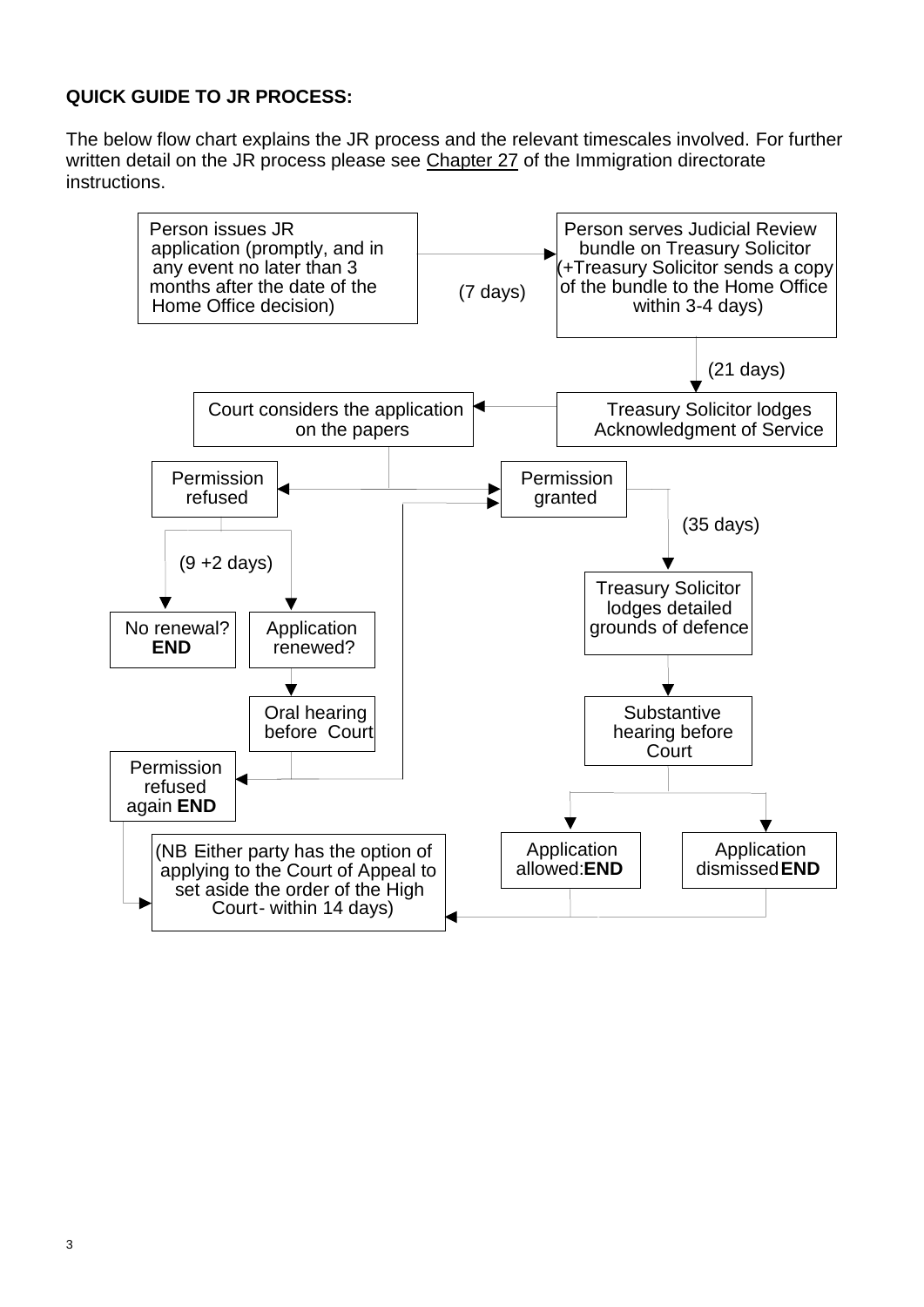**QUICK GUIDE TO JR PROCESS:**

The below flow chart explains the JR process and the relevant timescales involved. For further written detail on the JR process please see Chapter 27 of the Immigration directorate instructions.

Person issues JR application (promptly, and in any event no later than 3 months after the date of the Home Office decision)

(7 days)

Person serves Judicial Review bundle on Treasury Solicitor (+Treasury Solicitor sends a copy of the bundle to the Home Office within 3-4 days)

(21 days)

Treasury Solicitor lodges Acknowledgment of Service

Court considers the application on the papers

Permission refused

Permission granted

(9 +2 days)

No renewal? **END**

Application renewed?

Oral hearing before Court

Permission refused again **END**

(35 days)

Treasury Solicitor lodges detailed grounds of defence

Substantive hearing before Court

Application allowed:**END**

Application dismissed **END**

(NB Either party has the option of applying to the Court of Appeal to set aside the order of the High Court- within 14 days)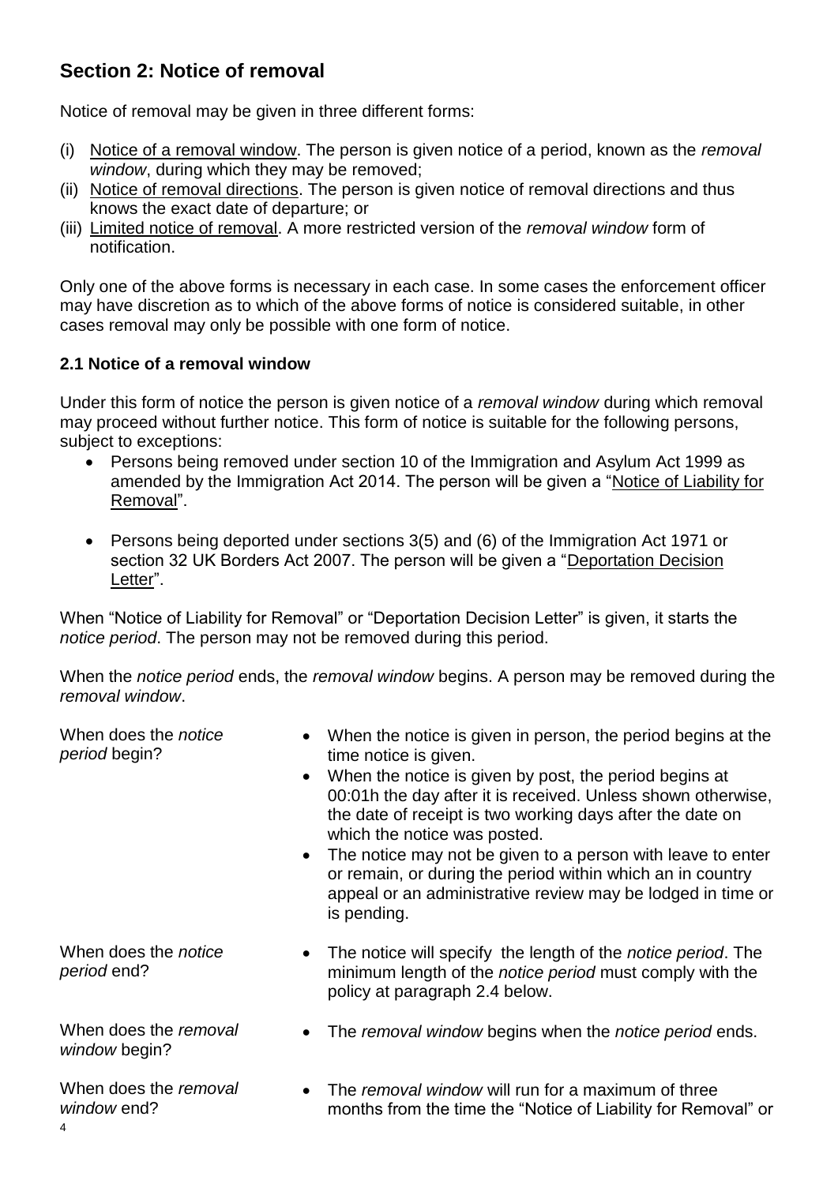## Section 2: Notice of removal

Notice of removal may be given in three different forms:

(i) Notice of a removal window. The person is given notice of a period, known as the *removal window*, during which they may be removed;
(ii) Notice of removal directions. The person is given notice of removal directions and thus knows the exact date of departure; or
(iii) Limited notice of removal. A more restricted version of the *removal window* form of notification.

Only one of the above forms is necessary in each case. In some cases the enforcement officer may have discretion as to which of the above forms of notice is considered suitable, in other cases removal may only be possible with one form of notice.

### 2.1 Notice of a removal window

Under this form of notice the person is given notice of a *removal window* during which removal may proceed without further notice. This form of notice is suitable for the following persons, subject to exceptions:

- Persons being removed under section 10 of the Immigration and Asylum Act 1999 as amended by the Immigration Act 2014. The person will be given a "Notice of Liability for Removal".
- Persons being deported under sections 3(5) and (6) of the Immigration Act 1971 or section 32 UK Borders Act 2007. The person will be given a "Deportation Decision Letter".

When "Notice of Liability for Removal" or "Deportation Decision Letter" is given, it starts the *notice period*. The person may not be removed during this period.

When the *notice period* ends, the *removal window* begins. A person may be removed during the *removal window*.

| | |
|---|---|
| When does the *notice period* begin? | • When the notice is given in person, the period begins at the time notice is given.<br>• When the notice is given by post, the period begins at 00:01h the day after it is received. Unless shown otherwise, the date of receipt is two working days after the date on which the notice was posted.<br>• The notice may not be given to a person with leave to enter or remain, or during the period within which an in country appeal or an administrative review may be lodged in time or is pending. |
| When does the *notice period* end? | • The notice will specify the length of the *notice period*. The minimum length of the *notice period* must comply with the policy at paragraph 2.4 below. |
| When does the *removal window* begin? | • The *removal window* begins when the *notice period* ends. |
| When does the *removal window* end? | • The *removal window* will run for a maximum of three months from the time the "Notice of Liability for Removal" or |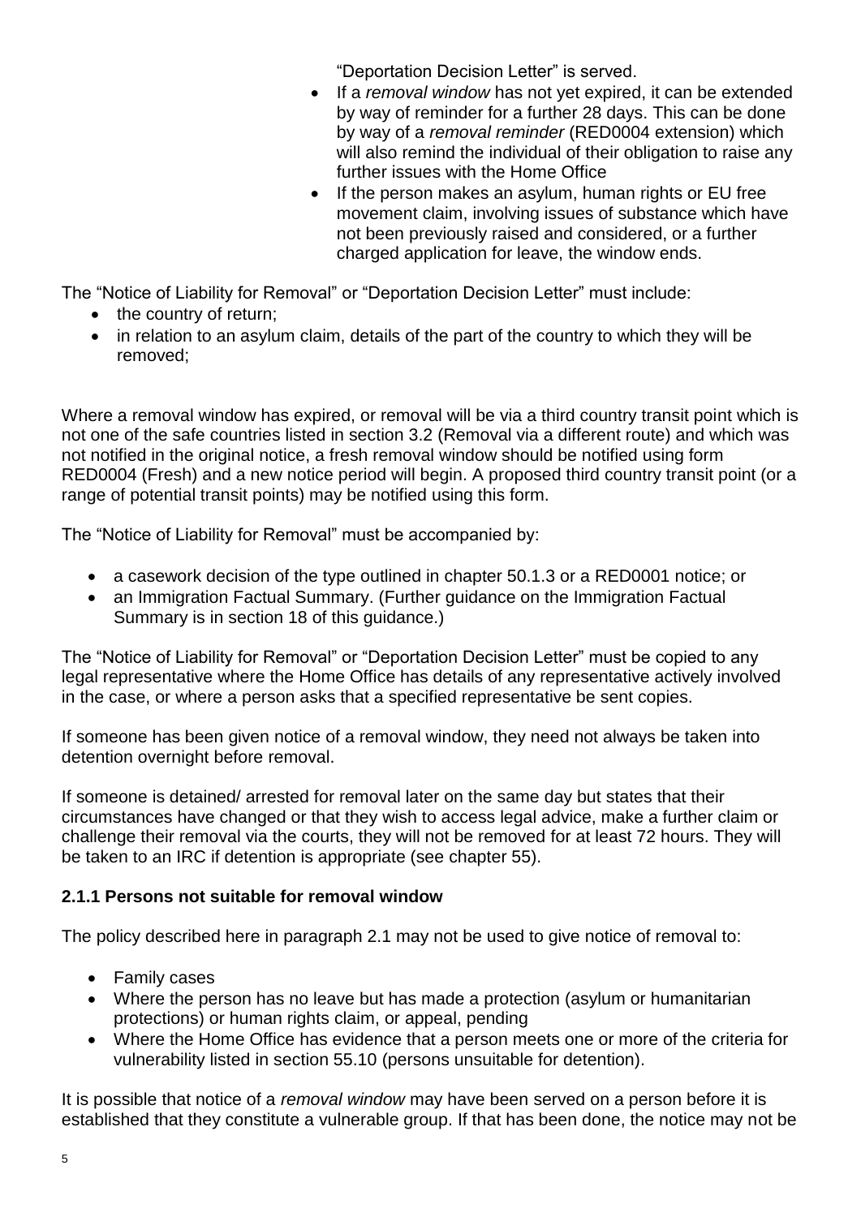"Deportation Decision Letter" is served.

- If a *removal window* has not yet expired, it can be extended by way of reminder for a further 28 days. This can be done by way of a *removal reminder* (RED0004 extension) which will also remind the individual of their obligation to raise any further issues with the Home Office
- If the person makes an asylum, human rights or EU free movement claim, involving issues of substance which have not been previously raised and considered, or a further charged application for leave, the window ends.

The "Notice of Liability for Removal" or "Deportation Decision Letter" must include:

- the country of return;
- in relation to an asylum claim, details of the part of the country to which they will be removed;

Where a removal window has expired, or removal will be via a third country transit point which is not one of the safe countries listed in section 3.2 (Removal via a different route) and which was not notified in the original notice, a fresh removal window should be notified using form RED0004 (Fresh) and a new notice period will begin. A proposed third country transit point (or a range of potential transit points) may be notified using this form.

The "Notice of Liability for Removal" must be accompanied by:

- a casework decision of the type outlined in chapter 50.1.3 or a RED0001 notice; or
- an Immigration Factual Summary. (Further guidance on the Immigration Factual Summary is in section 18 of this guidance.)

The "Notice of Liability for Removal" or "Deportation Decision Letter" must be copied to any legal representative where the Home Office has details of any representative actively involved in the case, or where a person asks that a specified representative be sent copies.

If someone has been given notice of a removal window, they need not always be taken into detention overnight before removal.

If someone is detained/ arrested for removal later on the same day but states that their circumstances have changed or that they wish to access legal advice, make a further claim or challenge their removal via the courts, they will not be removed for at least 72 hours. They will be taken to an IRC if detention is appropriate (see chapter 55).

### 2.1.1 Persons not suitable for removal window

The policy described here in paragraph 2.1 may not be used to give notice of removal to:

- Family cases
- Where the person has no leave but has made a protection (asylum or humanitarian protections) or human rights claim, or appeal, pending
- Where the Home Office has evidence that a person meets one or more of the criteria for vulnerability listed in section 55.10 (persons unsuitable for detention).

It is possible that notice of a *removal window* may have been served on a person before it is established that they constitute a vulnerable group. If that has been done, the notice may not be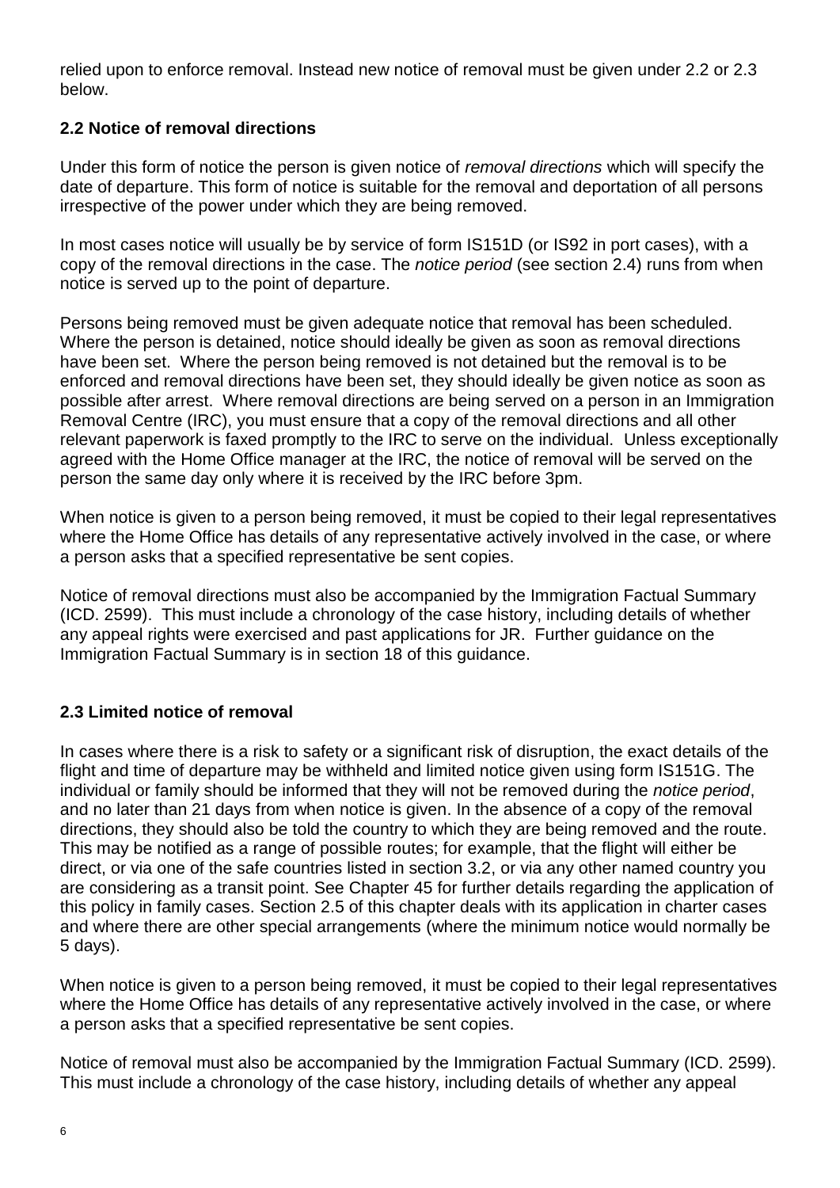relied upon to enforce removal. Instead new notice of removal must be given under 2.2 or 2.3 below.

### 2.2 Notice of removal directions

Under this form of notice the person is given notice of *removal directions* which will specify the date of departure. This form of notice is suitable for the removal and deportation of all persons irrespective of the power under which they are being removed.

In most cases notice will usually be by service of form IS151D (or IS92 in port cases), with a copy of the removal directions in the case. The *notice period* (see section 2.4) runs from when notice is served up to the point of departure.

Persons being removed must be given adequate notice that removal has been scheduled. Where the person is detained, notice should ideally be given as soon as removal directions have been set. Where the person being removed is not detained but the removal is to be enforced and removal directions have been set, they should ideally be given notice as soon as possible after arrest. Where removal directions are being served on a person in an Immigration Removal Centre (IRC), you must ensure that a copy of the removal directions and all other relevant paperwork is faxed promptly to the IRC to serve on the individual. Unless exceptionally agreed with the Home Office manager at the IRC, the notice of removal will be served on the person the same day only where it is received by the IRC before 3pm.

When notice is given to a person being removed, it must be copied to their legal representatives where the Home Office has details of any representative actively involved in the case, or where a person asks that a specified representative be sent copies.

Notice of removal directions must also be accompanied by the Immigration Factual Summary (ICD. 2599). This must include a chronology of the case history, including details of whether any appeal rights were exercised and past applications for JR. Further guidance on the Immigration Factual Summary is in section 18 of this guidance.

### 2.3 Limited notice of removal

In cases where there is a risk to safety or a significant risk of disruption, the exact details of the flight and time of departure may be withheld and limited notice given using form IS151G. The individual or family should be informed that they will not be removed during the *notice period*, and no later than 21 days from when notice is given. In the absence of a copy of the removal directions, they should also be told the country to which they are being removed and the route. This may be notified as a range of possible routes; for example, that the flight will either be direct, or via one of the safe countries listed in section 3.2, or via any other named country you are considering as a transit point. See Chapter 45 for further details regarding the application of this policy in family cases. Section 2.5 of this chapter deals with its application in charter cases and where there are other special arrangements (where the minimum notice would normally be 5 days).

When notice is given to a person being removed, it must be copied to their legal representatives where the Home Office has details of any representative actively involved in the case, or where a person asks that a specified representative be sent copies.

Notice of removal must also be accompanied by the Immigration Factual Summary (ICD. 2599). This must include a chronology of the case history, including details of whether any appeal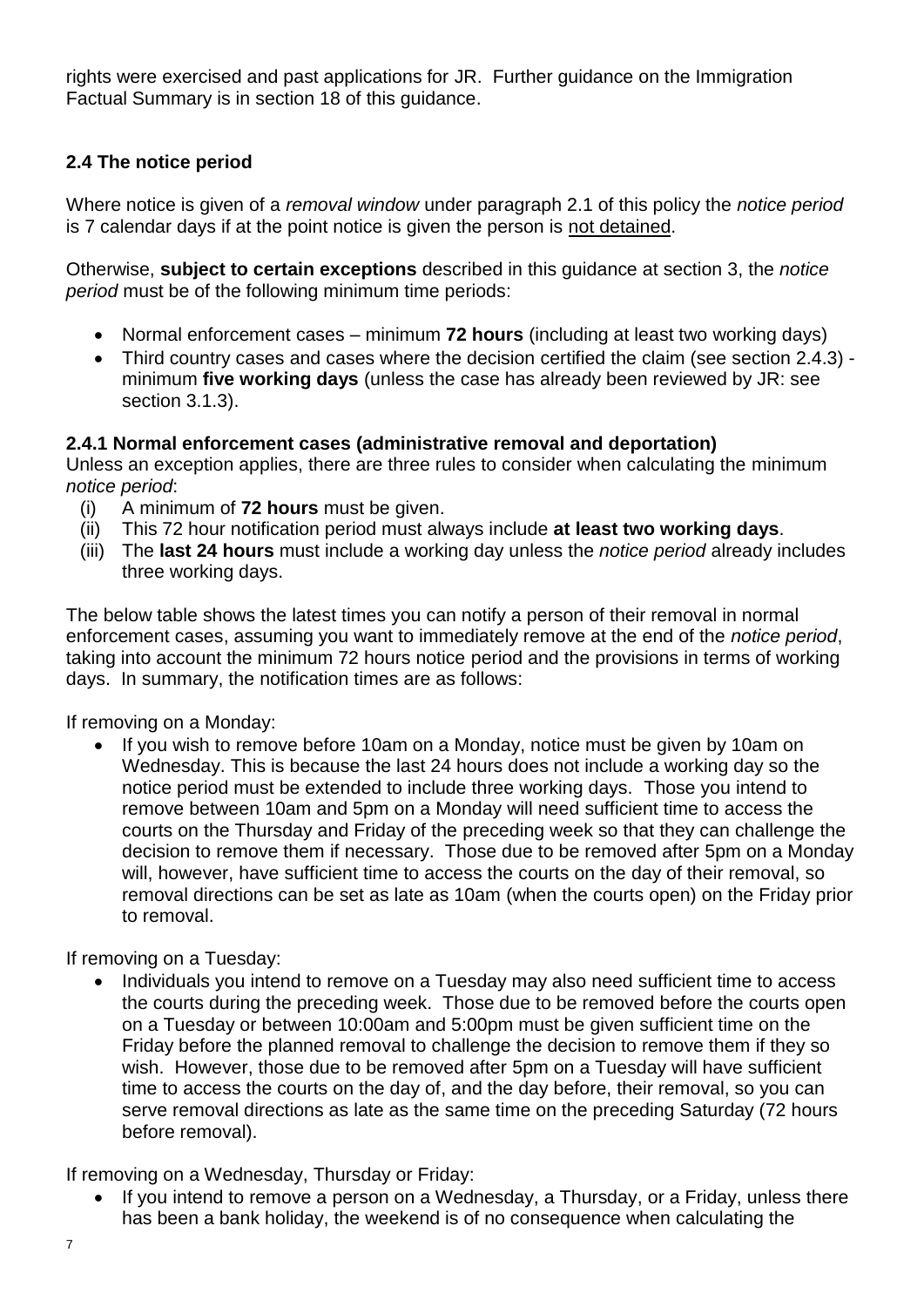rights were exercised and past applications for JR. Further guidance on the Immigration Factual Summary is in section 18 of this guidance.

### 2.4 The notice period

Where notice is given of a *removal window* under paragraph 2.1 of this policy the *notice period* is 7 calendar days if at the point notice is given the person is not detained.

Otherwise, **subject to certain exceptions** described in this guidance at section 3, the *notice period* must be of the following minimum time periods:

- Normal enforcement cases – minimum **72 hours** (including at least two working days)
- Third country cases and cases where the decision certified the claim (see section 2.4.3) - minimum **five working days** (unless the case has already been reviewed by JR: see section 3.1.3).

#### 2.4.1 Normal enforcement cases (administrative removal and deportation)

Unless an exception applies, there are three rules to consider when calculating the minimum *notice period*:

(i) A minimum of **72 hours** must be given.
(ii) This 72 hour notification period must always include **at least two working days**.
(iii) The **last 24 hours** must include a working day unless the *notice period* already includes three working days.

The below table shows the latest times you can notify a person of their removal in normal enforcement cases, assuming you want to immediately remove at the end of the *notice period*, taking into account the minimum 72 hours notice period and the provisions in terms of working days. In summary, the notification times are as follows:

If removing on a Monday:

- If you wish to remove before 10am on a Monday, notice must be given by 10am on Wednesday. This is because the last 24 hours does not include a working day so the notice period must be extended to include three working days. Those you intend to remove between 10am and 5pm on a Monday will need sufficient time to access the courts on the Thursday and Friday of the preceding week so that they can challenge the decision to remove them if necessary. Those due to be removed after 5pm on a Monday will, however, have sufficient time to access the courts on the day of their removal, so removal directions can be set as late as 10am (when the courts open) on the Friday prior to removal.

If removing on a Tuesday:

- Individuals you intend to remove on a Tuesday may also need sufficient time to access the courts during the preceding week. Those due to be removed before the courts open on a Tuesday or between 10:00am and 5:00pm must be given sufficient time on the Friday before the planned removal to challenge the decision to remove them if they so wish. However, those due to be removed after 5pm on a Tuesday will have sufficient time to access the courts on the day of, and the day before, their removal, so you can serve removal directions as late as the same time on the preceding Saturday (72 hours before removal).

If removing on a Wednesday, Thursday or Friday:

- If you intend to remove a person on a Wednesday, a Thursday, or a Friday, unless there has been a bank holiday, the weekend is of no consequence when calculating the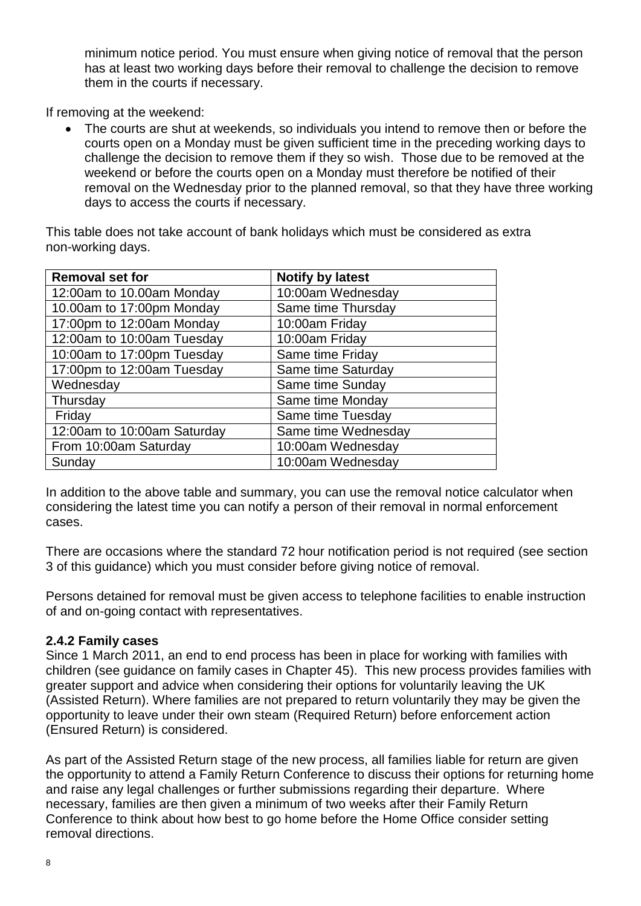minimum notice period. You must ensure when giving notice of removal that the person has at least two working days before their removal to challenge the decision to remove them in the courts if necessary.

If removing at the weekend:

- The courts are shut at weekends, so individuals you intend to remove then or before the courts open on a Monday must be given sufficient time in the preceding working days to challenge the decision to remove them if they so wish. Those due to be removed at the weekend or before the courts open on a Monday must therefore be notified of their removal on the Wednesday prior to the planned removal, so that they have three working days to access the courts if necessary.

This table does not take account of bank holidays which must be considered as extra non-working days.

| **Removal set for** | **Notify by latest** |
|---|---|
| 12:00am to 10.00am Monday | 10:00am Wednesday |
| 10.00am to 17:00pm Monday | Same time Thursday |
| 17:00pm to 12:00am Monday | 10:00am Friday |
| 12:00am to 10:00am Tuesday | 10:00am Friday |
| 10:00am to 17:00pm Tuesday | Same time Friday |
| 17:00pm to 12:00am Tuesday | Same time Saturday |
| Wednesday | Same time Sunday |
| Thursday | Same time Monday |
| Friday | Same time Tuesday |
| 12:00am to 10:00am Saturday | Same time Wednesday |
| From 10:00am Saturday | 10:00am Wednesday |
| Sunday | 10:00am Wednesday |

In addition to the above table and summary, you can use the removal notice calculator when considering the latest time you can notify a person of their removal in normal enforcement cases.

There are occasions where the standard 72 hour notification period is not required (see section 3 of this guidance) which you must consider before giving notice of removal.

Persons detained for removal must be given access to telephone facilities to enable instruction of and on-going contact with representatives.

### 2.4.2 Family cases

Since 1 March 2011, an end to end process has been in place for working with families with children (see guidance on family cases in Chapter 45). This new process provides families with greater support and advice when considering their options for voluntarily leaving the UK (Assisted Return). Where families are not prepared to return voluntarily they may be given the opportunity to leave under their own steam (Required Return) before enforcement action (Ensured Return) is considered.

As part of the Assisted Return stage of the new process, all families liable for return are given the opportunity to attend a Family Return Conference to discuss their options for returning home and raise any legal challenges or further submissions regarding their departure. Where necessary, families are then given a minimum of two weeks after their Family Return Conference to think about how best to go home before the Home Office consider setting removal directions.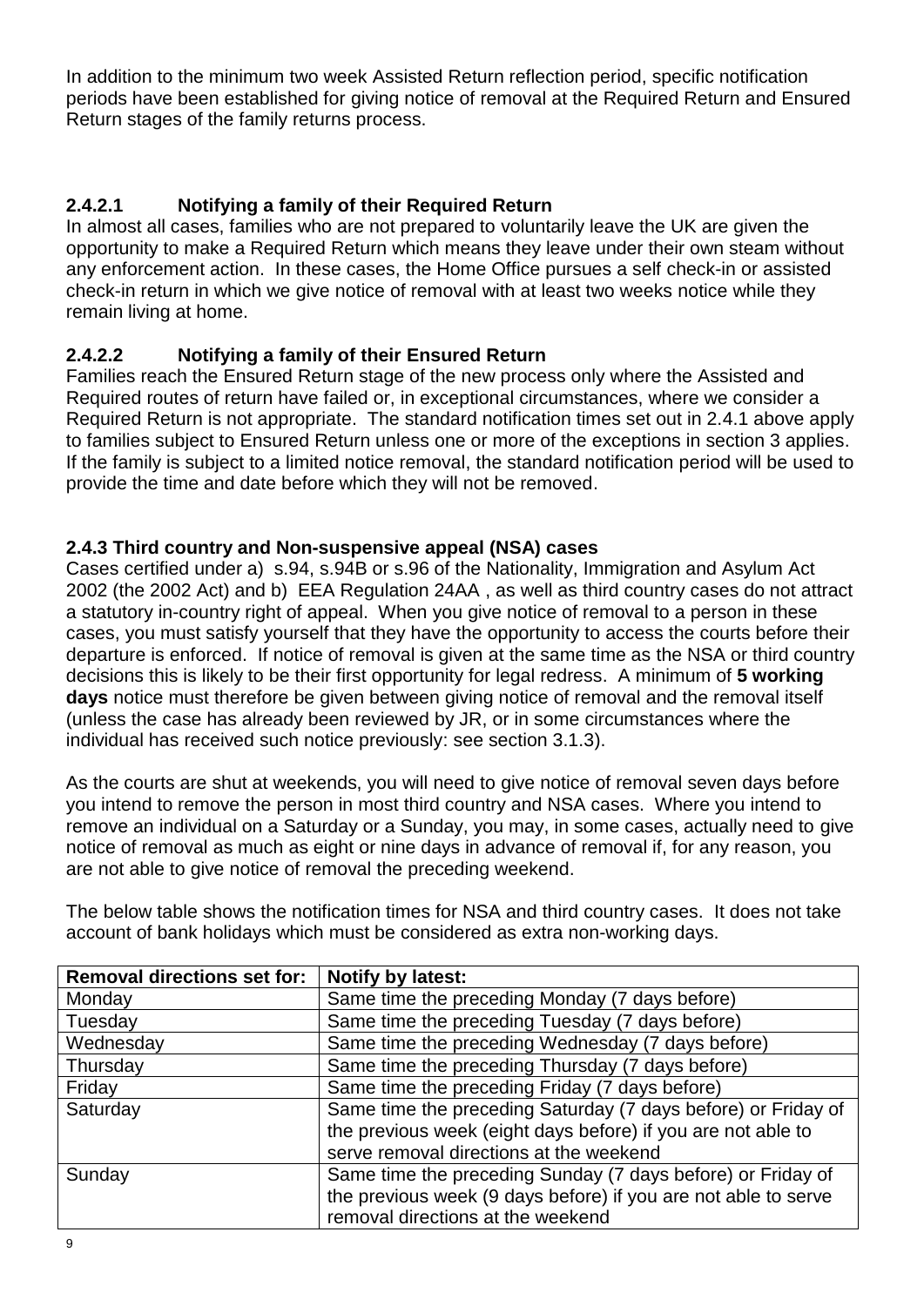In addition to the minimum two week Assisted Return reflection period, specific notification periods have been established for giving notice of removal at the Required Return and Ensured Return stages of the family returns process.

#### 2.4.2.1 Notifying a family of their Required Return

In almost all cases, families who are not prepared to voluntarily leave the UK are given the opportunity to make a Required Return which means they leave under their own steam without any enforcement action. In these cases, the Home Office pursues a self check-in or assisted check-in return in which we give notice of removal with at least two weeks notice while they remain living at home.

#### 2.4.2.2 Notifying a family of their Ensured Return

Families reach the Ensured Return stage of the new process only where the Assisted and Required routes of return have failed or, in exceptional circumstances, where we consider a Required Return is not appropriate. The standard notification times set out in 2.4.1 above apply to families subject to Ensured Return unless one or more of the exceptions in section 3 applies. If the family is subject to a limited notice removal, the standard notification period will be used to provide the time and date before which they will not be removed.

### 2.4.3 Third country and Non-suspensive appeal (NSA) cases

Cases certified under a) s.94, s.94B or s.96 of the Nationality, Immigration and Asylum Act 2002 (the 2002 Act) and b) EEA Regulation 24AA , as well as third country cases do not attract a statutory in-country right of appeal. When you give notice of removal to a person in these cases, you must satisfy yourself that they have the opportunity to access the courts before their departure is enforced. If notice of removal is given at the same time as the NSA or third country decisions this is likely to be their first opportunity for legal redress. A minimum of **5 working days** notice must therefore be given between giving notice of removal and the removal itself (unless the case has already been reviewed by JR, or in some circumstances where the individual has received such notice previously: see section 3.1.3).

As the courts are shut at weekends, you will need to give notice of removal seven days before you intend to remove the person in most third country and NSA cases. Where you intend to remove an individual on a Saturday or a Sunday, you may, in some cases, actually need to give notice of removal as much as eight or nine days in advance of removal if, for any reason, you are not able to give notice of removal the preceding weekend.

The below table shows the notification times for NSA and third country cases. It does not take account of bank holidays which must be considered as extra non-working days.

| Removal directions set for: | Notify by latest: |
|---|---|
| Monday | Same time the preceding Monday (7 days before) |
| Tuesday | Same time the preceding Tuesday (7 days before) |
| Wednesday | Same time the preceding Wednesday (7 days before) |
| Thursday | Same time the preceding Thursday (7 days before) |
| Friday | Same time the preceding Friday (7 days before) |
| Saturday | Same time the preceding Saturday (7 days before) or Friday of the previous week (eight days before) if you are not able to serve removal directions at the weekend |
| Sunday | Same time the preceding Sunday (7 days before) or Friday of the previous week (9 days before) if you are not able to serve removal directions at the weekend |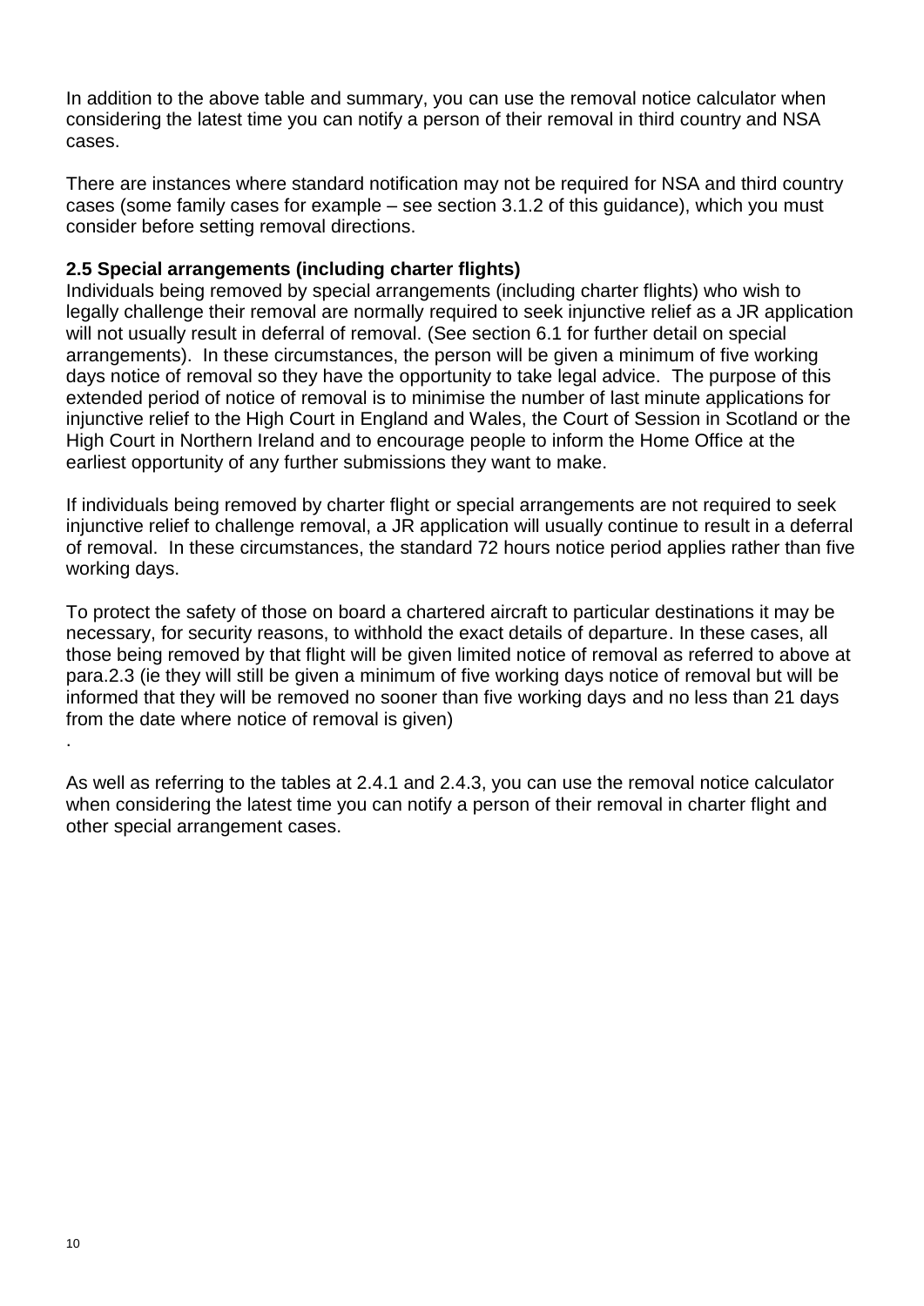In addition to the above table and summary, you can use the removal notice calculator when considering the latest time you can notify a person of their removal in third country and NSA cases.

There are instances where standard notification may not be required for NSA and third country cases (some family cases for example – see section 3.1.2 of this guidance), which you must consider before setting removal directions.

### 2.5 Special arrangements (including charter flights)

Individuals being removed by special arrangements (including charter flights) who wish to legally challenge their removal are normally required to seek injunctive relief as a JR application will not usually result in deferral of removal. (See section 6.1 for further detail on special arrangements). In these circumstances, the person will be given a minimum of five working days notice of removal so they have the opportunity to take legal advice. The purpose of this extended period of notice of removal is to minimise the number of last minute applications for injunctive relief to the High Court in England and Wales, the Court of Session in Scotland or the High Court in Northern Ireland and to encourage people to inform the Home Office at the earliest opportunity of any further submissions they want to make.

If individuals being removed by charter flight or special arrangements are not required to seek injunctive relief to challenge removal, a JR application will usually continue to result in a deferral of removal. In these circumstances, the standard 72 hours notice period applies rather than five working days.

To protect the safety of those on board a chartered aircraft to particular destinations it may be necessary, for security reasons, to withhold the exact details of departure. In these cases, all those being removed by that flight will be given limited notice of removal as referred to above at para.2.3 (ie they will still be given a minimum of five working days notice of removal but will be informed that they will be removed no sooner than five working days and no less than 21 days from the date where notice of removal is given)

.

As well as referring to the tables at 2.4.1 and 2.4.3, you can use the removal notice calculator when considering the latest time you can notify a person of their removal in charter flight and other special arrangement cases.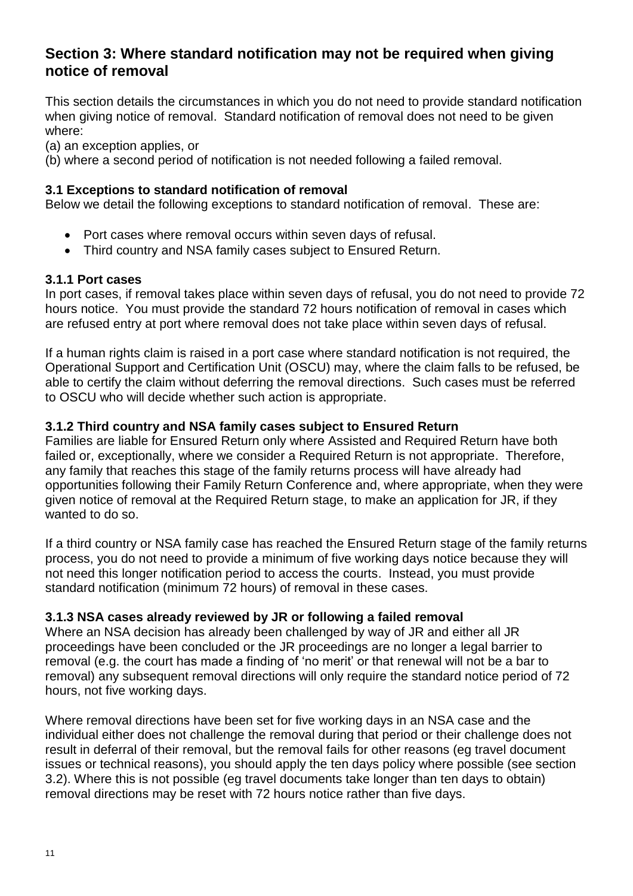## Section 3: Where standard notification may not be required when giving notice of removal

This section details the circumstances in which you do not need to provide standard notification when giving notice of removal. Standard notification of removal does not need to be given where:

(a) an exception applies, or

(b) where a second period of notification is not needed following a failed removal.

### 3.1 Exceptions to standard notification of removal

Below we detail the following exceptions to standard notification of removal. These are:

- Port cases where removal occurs within seven days of refusal.
- Third country and NSA family cases subject to Ensured Return.

#### 3.1.1 Port cases

In port cases, if removal takes place within seven days of refusal, you do not need to provide 72 hours notice. You must provide the standard 72 hours notification of removal in cases which are refused entry at port where removal does not take place within seven days of refusal.

If a human rights claim is raised in a port case where standard notification is not required, the Operational Support and Certification Unit (OSCU) may, where the claim falls to be refused, be able to certify the claim without deferring the removal directions. Such cases must be referred to OSCU who will decide whether such action is appropriate.

#### 3.1.2 Third country and NSA family cases subject to Ensured Return

Families are liable for Ensured Return only where Assisted and Required Return have both failed or, exceptionally, where we consider a Required Return is not appropriate. Therefore, any family that reaches this stage of the family returns process will have already had opportunities following their Family Return Conference and, where appropriate, when they were given notice of removal at the Required Return stage, to make an application for JR, if they wanted to do so.

If a third country or NSA family case has reached the Ensured Return stage of the family returns process, you do not need to provide a minimum of five working days notice because they will not need this longer notification period to access the courts. Instead, you must provide standard notification (minimum 72 hours) of removal in these cases.

#### 3.1.3 NSA cases already reviewed by JR or following a failed removal

Where an NSA decision has already been challenged by way of JR and either all JR proceedings have been concluded or the JR proceedings are no longer a legal barrier to removal (e.g. the court has made a finding of 'no merit' or that renewal will not be a bar to removal) any subsequent removal directions will only require the standard notice period of 72 hours, not five working days.

Where removal directions have been set for five working days in an NSA case and the individual either does not challenge the removal during that period or their challenge does not result in deferral of their removal, but the removal fails for other reasons (eg travel document issues or technical reasons), you should apply the ten days policy where possible (see section 3.2). Where this is not possible (eg travel documents take longer than ten days to obtain) removal directions may be reset with 72 hours notice rather than five days.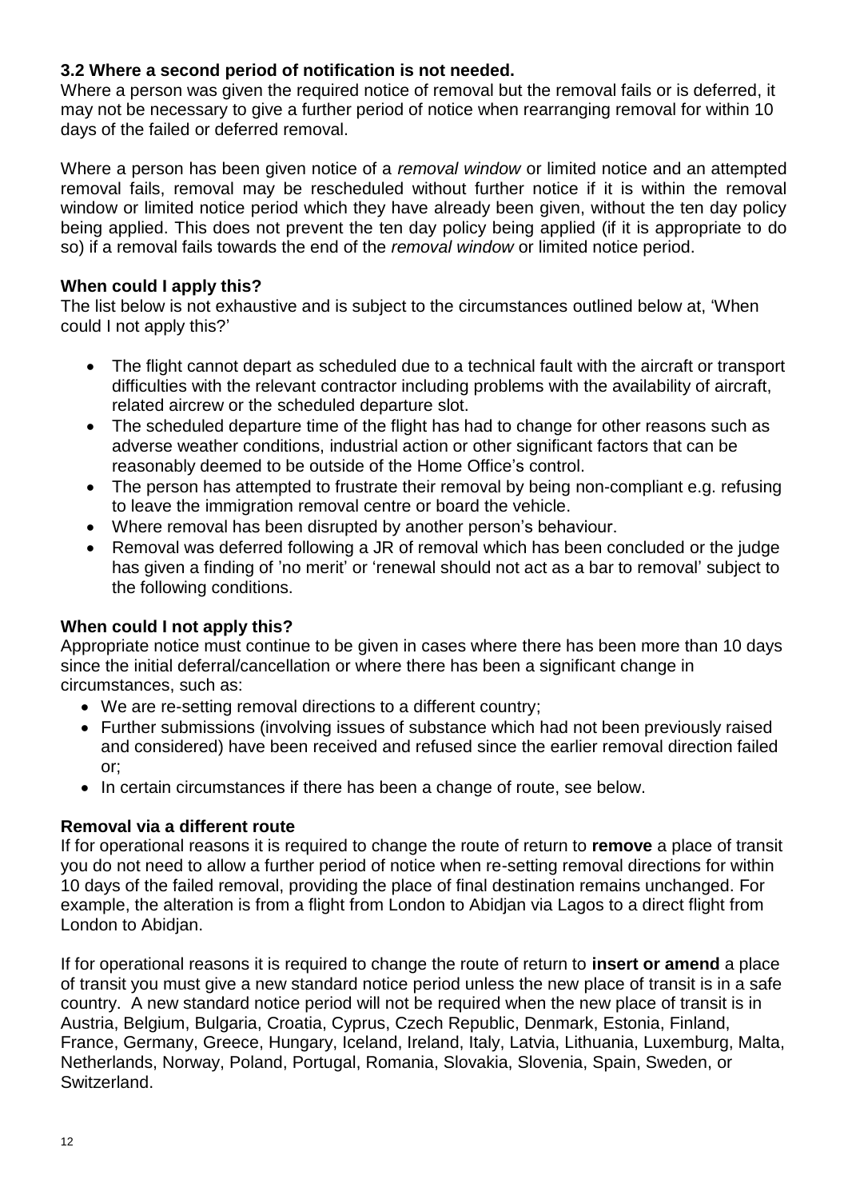### 3.2 Where a second period of notification is not needed.

Where a person was given the required notice of removal but the removal fails or is deferred, it may not be necessary to give a further period of notice when rearranging removal for within 10 days of the failed or deferred removal.

Where a person has been given notice of a *removal window* or limited notice and an attempted removal fails, removal may be rescheduled without further notice if it is within the removal window or limited notice period which they have already been given, without the ten day policy being applied. This does not prevent the ten day policy being applied (if it is appropriate to do so) if a removal fails towards the end of the *removal window* or limited notice period.

**When could I apply this?**

The list below is not exhaustive and is subject to the circumstances outlined below at, 'When could I not apply this?'

- The flight cannot depart as scheduled due to a technical fault with the aircraft or transport difficulties with the relevant contractor including problems with the availability of aircraft, related aircrew or the scheduled departure slot.
- The scheduled departure time of the flight has had to change for other reasons such as adverse weather conditions, industrial action or other significant factors that can be reasonably deemed to be outside of the Home Office's control.
- The person has attempted to frustrate their removal by being non-compliant e.g. refusing to leave the immigration removal centre or board the vehicle.
- Where removal has been disrupted by another person's behaviour.
- Removal was deferred following a JR of removal which has been concluded or the judge has given a finding of 'no merit' or 'renewal should not act as a bar to removal' subject to the following conditions.

**When could I not apply this?**

Appropriate notice must continue to be given in cases where there has been more than 10 days since the initial deferral/cancellation or where there has been a significant change in circumstances, such as:

- We are re-setting removal directions to a different country;
- Further submissions (involving issues of substance which had not been previously raised and considered) have been received and refused since the earlier removal direction failed or;
- In certain circumstances if there has been a change of route, see below.

**Removal via a different route**

If for operational reasons it is required to change the route of return to **remove** a place of transit you do not need to allow a further period of notice when re-setting removal directions for within 10 days of the failed removal, providing the place of final destination remains unchanged. For example, the alteration is from a flight from London to Abidjan via Lagos to a direct flight from London to Abidjan.

If for operational reasons it is required to change the route of return to **insert or amend** a place of transit you must give a new standard notice period unless the new place of transit is in a safe country. A new standard notice period will not be required when the new place of transit is in Austria, Belgium, Bulgaria, Croatia, Cyprus, Czech Republic, Denmark, Estonia, Finland, France, Germany, Greece, Hungary, Iceland, Ireland, Italy, Latvia, Lithuania, Luxemburg, Malta, Netherlands, Norway, Poland, Portugal, Romania, Slovakia, Slovenia, Spain, Sweden, or Switzerland.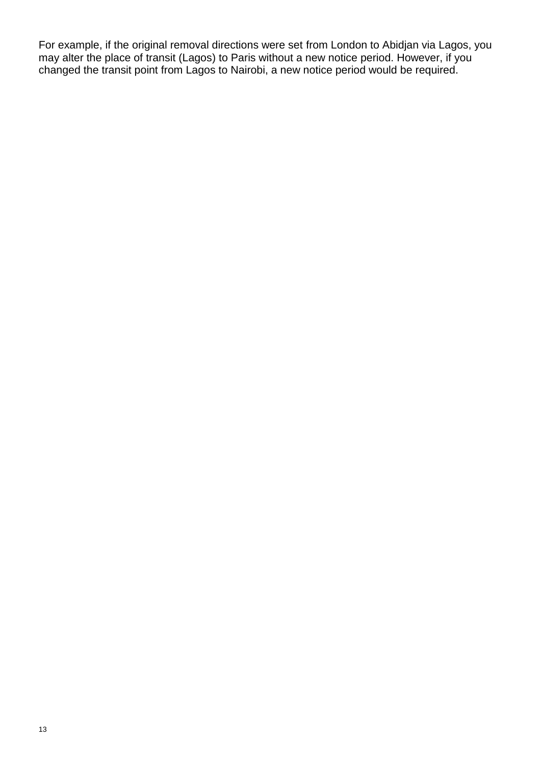For example, if the original removal directions were set from London to Abidjan via Lagos, you may alter the place of transit (Lagos) to Paris without a new notice period. However, if you changed the transit point from Lagos to Nairobi, a new notice period would be required.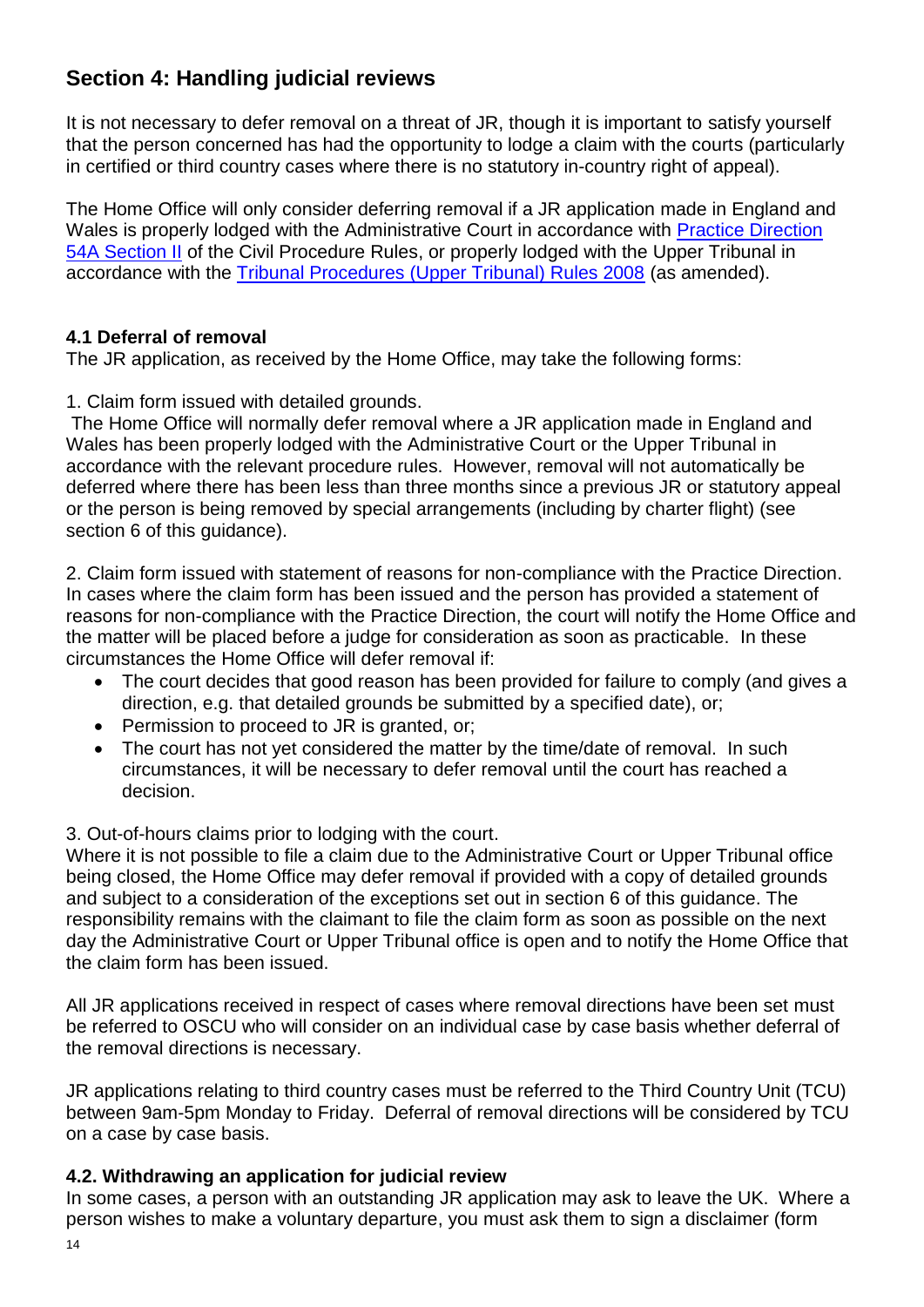## Section 4: Handling judicial reviews

It is not necessary to defer removal on a threat of JR, though it is important to satisfy yourself that the person concerned has had the opportunity to lodge a claim with the courts (particularly in certified or third country cases where there is no statutory in-country right of appeal).

The Home Office will only consider deferring removal if a JR application made in England and Wales is properly lodged with the Administrative Court in accordance with Practice Direction 54A Section II of the Civil Procedure Rules, or properly lodged with the Upper Tribunal in accordance with the Tribunal Procedures (Upper Tribunal) Rules 2008 (as amended).

### 4.1 Deferral of removal

The JR application, as received by the Home Office, may take the following forms:

1. Claim form issued with detailed grounds.
The Home Office will normally defer removal where a JR application made in England and Wales has been properly lodged with the Administrative Court or the Upper Tribunal in accordance with the relevant procedure rules. However, removal will not automatically be deferred where there has been less than three months since a previous JR or statutory appeal or the person is being removed by special arrangements (including by charter flight) (see section 6 of this guidance).

2. Claim form issued with statement of reasons for non-compliance with the Practice Direction. In cases where the claim form has been issued and the person has provided a statement of reasons for non-compliance with the Practice Direction, the court will notify the Home Office and the matter will be placed before a judge for consideration as soon as practicable. In these circumstances the Home Office will defer removal if:

- The court decides that good reason has been provided for failure to comply (and gives a direction, e.g. that detailed grounds be submitted by a specified date), or;
- Permission to proceed to JR is granted, or;
- The court has not yet considered the matter by the time/date of removal. In such circumstances, it will be necessary to defer removal until the court has reached a decision.

3. Out-of-hours claims prior to lodging with the court.
Where it is not possible to file a claim due to the Administrative Court or Upper Tribunal office being closed, the Home Office may defer removal if provided with a copy of detailed grounds and subject to a consideration of the exceptions set out in section 6 of this guidance. The responsibility remains with the claimant to file the claim form as soon as possible on the next day the Administrative Court or Upper Tribunal office is open and to notify the Home Office that the claim form has been issued.

All JR applications received in respect of cases where removal directions have been set must be referred to OSCU who will consider on an individual case by case basis whether deferral of the removal directions is necessary.

JR applications relating to third country cases must be referred to the Third Country Unit (TCU) between 9am-5pm Monday to Friday. Deferral of removal directions will be considered by TCU on a case by case basis.

### 4.2. Withdrawing an application for judicial review

In some cases, a person with an outstanding JR application may ask to leave the UK. Where a person wishes to make a voluntary departure, you must ask them to sign a disclaimer (form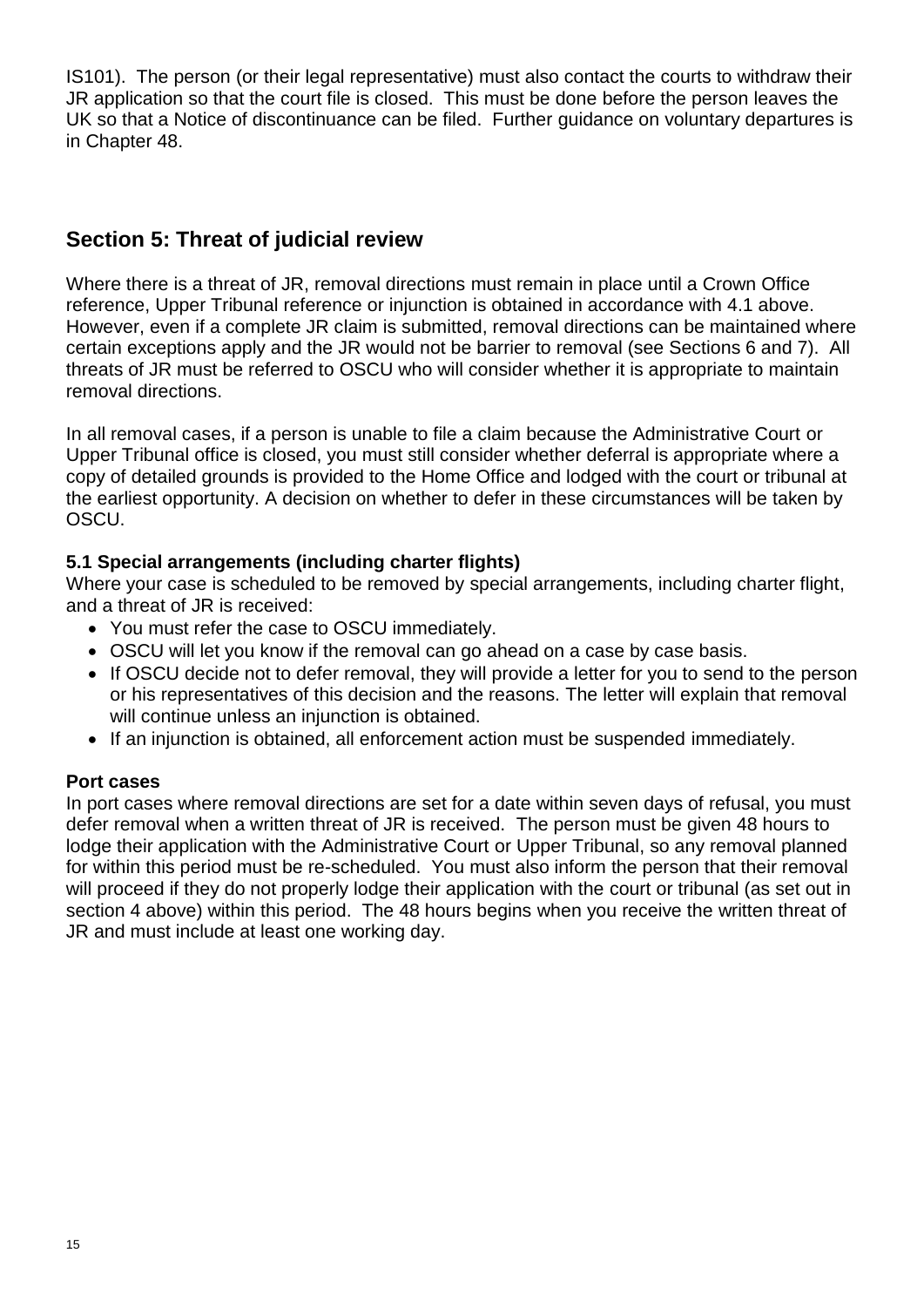IS101). The person (or their legal representative) must also contact the courts to withdraw their JR application so that the court file is closed. This must be done before the person leaves the UK so that a Notice of discontinuance can be filed. Further guidance on voluntary departures is in Chapter 48.

## Section 5: Threat of judicial review

Where there is a threat of JR, removal directions must remain in place until a Crown Office reference, Upper Tribunal reference or injunction is obtained in accordance with 4.1 above. However, even if a complete JR claim is submitted, removal directions can be maintained where certain exceptions apply and the JR would not be barrier to removal (see Sections 6 and 7). All threats of JR must be referred to OSCU who will consider whether it is appropriate to maintain removal directions.

In all removal cases, if a person is unable to file a claim because the Administrative Court or Upper Tribunal office is closed, you must still consider whether deferral is appropriate where a copy of detailed grounds is provided to the Home Office and lodged with the court or tribunal at the earliest opportunity. A decision on whether to defer in these circumstances will be taken by OSCU.

### 5.1 Special arrangements (including charter flights)

Where your case is scheduled to be removed by special arrangements, including charter flight, and a threat of JR is received:

- You must refer the case to OSCU immediately.
- OSCU will let you know if the removal can go ahead on a case by case basis.
- If OSCU decide not to defer removal, they will provide a letter for you to send to the person or his representatives of this decision and the reasons. The letter will explain that removal will continue unless an injunction is obtained.
- If an injunction is obtained, all enforcement action must be suspended immediately.

### Port cases

In port cases where removal directions are set for a date within seven days of refusal, you must defer removal when a written threat of JR is received. The person must be given 48 hours to lodge their application with the Administrative Court or Upper Tribunal, so any removal planned for within this period must be re-scheduled. You must also inform the person that their removal will proceed if they do not properly lodge their application with the court or tribunal (as set out in section 4 above) within this period. The 48 hours begins when you receive the written threat of JR and must include at least one working day.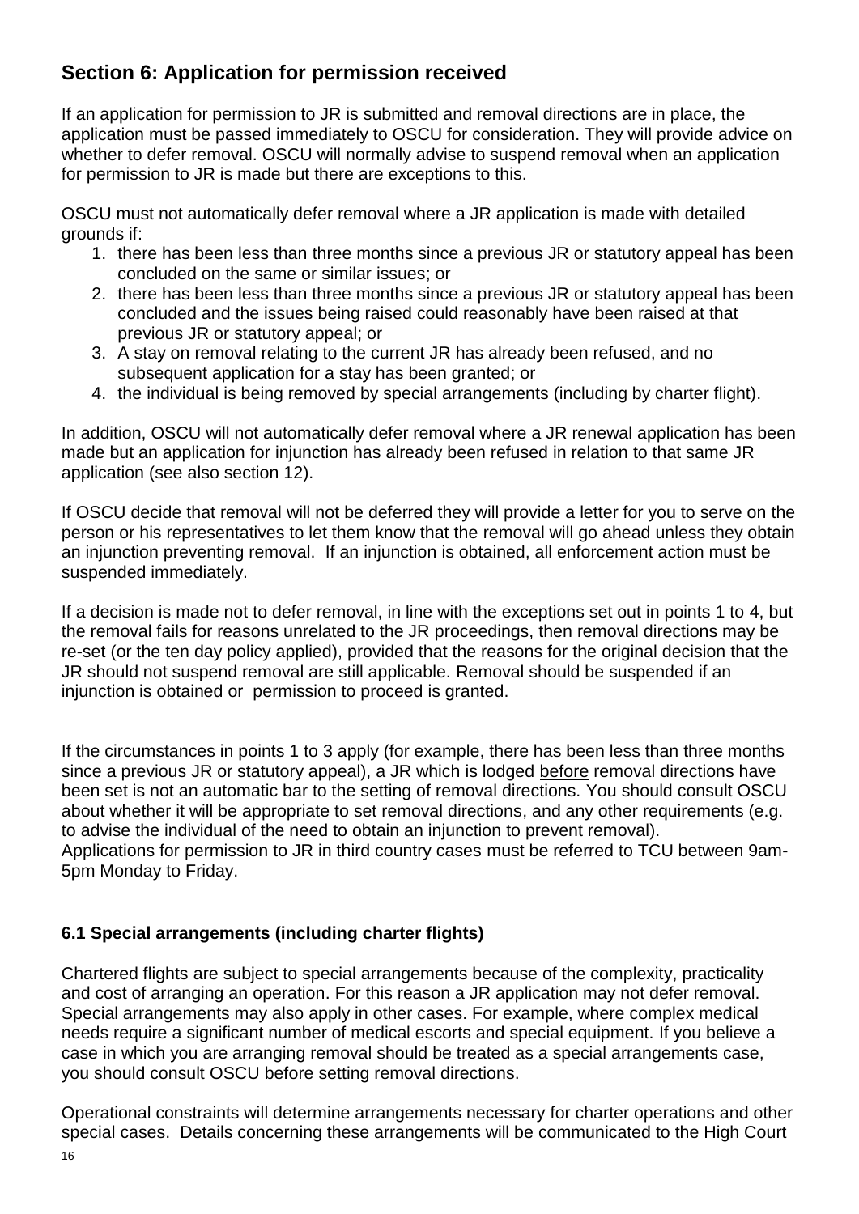## Section 6: Application for permission received

If an application for permission to JR is submitted and removal directions are in place, the application must be passed immediately to OSCU for consideration. They will provide advice on whether to defer removal. OSCU will normally advise to suspend removal when an application for permission to JR is made but there are exceptions to this.

OSCU must not automatically defer removal where a JR application is made with detailed grounds if:

1. there has been less than three months since a previous JR or statutory appeal has been concluded on the same or similar issues; or
2. there has been less than three months since a previous JR or statutory appeal has been concluded and the issues being raised could reasonably have been raised at that previous JR or statutory appeal; or
3. A stay on removal relating to the current JR has already been refused, and no subsequent application for a stay has been granted; or
4. the individual is being removed by special arrangements (including by charter flight).

In addition, OSCU will not automatically defer removal where a JR renewal application has been made but an application for injunction has already been refused in relation to that same JR application (see also section 12).

If OSCU decide that removal will not be deferred they will provide a letter for you to serve on the person or his representatives to let them know that the removal will go ahead unless they obtain an injunction preventing removal. If an injunction is obtained, all enforcement action must be suspended immediately.

If a decision is made not to defer removal, in line with the exceptions set out in points 1 to 4, but the removal fails for reasons unrelated to the JR proceedings, then removal directions may be re-set (or the ten day policy applied), provided that the reasons for the original decision that the JR should not suspend removal are still applicable. Removal should be suspended if an injunction is obtained or permission to proceed is granted.

If the circumstances in points 1 to 3 apply (for example, there has been less than three months since a previous JR or statutory appeal), a JR which is lodged before removal directions have been set is not an automatic bar to the setting of removal directions. You should consult OSCU about whether it will be appropriate to set removal directions, and any other requirements (e.g. to advise the individual of the need to obtain an injunction to prevent removal).
Applications for permission to JR in third country cases must be referred to TCU between 9am-5pm Monday to Friday.

### 6.1 Special arrangements (including charter flights)

Chartered flights are subject to special arrangements because of the complexity, practicality and cost of arranging an operation. For this reason a JR application may not defer removal. Special arrangements may also apply in other cases. For example, where complex medical needs require a significant number of medical escorts and special equipment. If you believe a case in which you are arranging removal should be treated as a special arrangements case, you should consult OSCU before setting removal directions.

Operational constraints will determine arrangements necessary for charter operations and other special cases. Details concerning these arrangements will be communicated to the High Court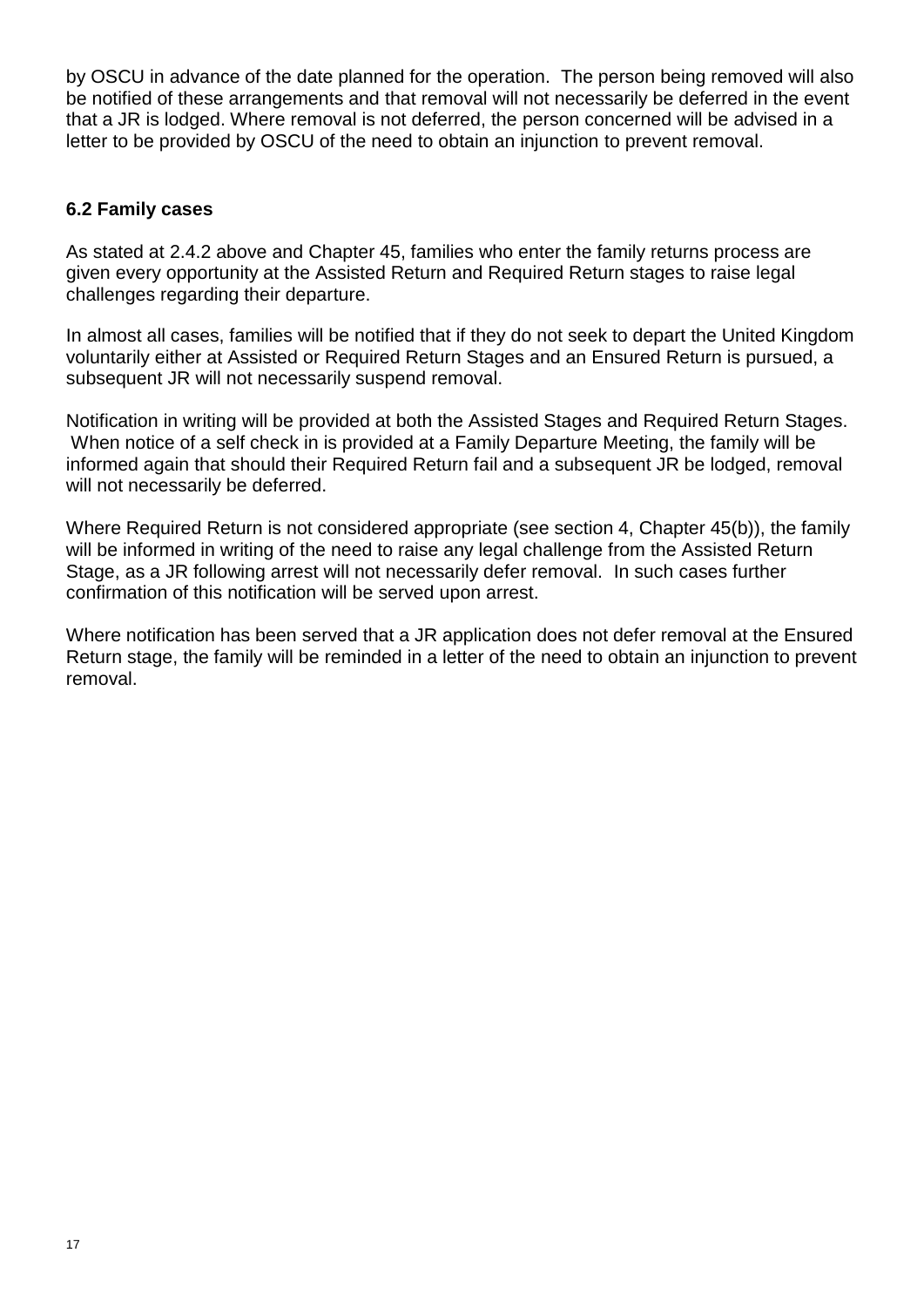by OSCU in advance of the date planned for the operation. The person being removed will also be notified of these arrangements and that removal will not necessarily be deferred in the event that a JR is lodged. Where removal is not deferred, the person concerned will be advised in a letter to be provided by OSCU of the need to obtain an injunction to prevent removal.

### 6.2 Family cases

As stated at 2.4.2 above and Chapter 45, families who enter the family returns process are given every opportunity at the Assisted Return and Required Return stages to raise legal challenges regarding their departure.

In almost all cases, families will be notified that if they do not seek to depart the United Kingdom voluntarily either at Assisted or Required Return Stages and an Ensured Return is pursued, a subsequent JR will not necessarily suspend removal.

Notification in writing will be provided at both the Assisted Stages and Required Return Stages. When notice of a self check in is provided at a Family Departure Meeting, the family will be informed again that should their Required Return fail and a subsequent JR be lodged, removal will not necessarily be deferred.

Where Required Return is not considered appropriate (see section 4, Chapter 45(b)), the family will be informed in writing of the need to raise any legal challenge from the Assisted Return Stage, as a JR following arrest will not necessarily defer removal. In such cases further confirmation of this notification will be served upon arrest.

Where notification has been served that a JR application does not defer removal at the Ensured Return stage, the family will be reminded in a letter of the need to obtain an injunction to prevent removal.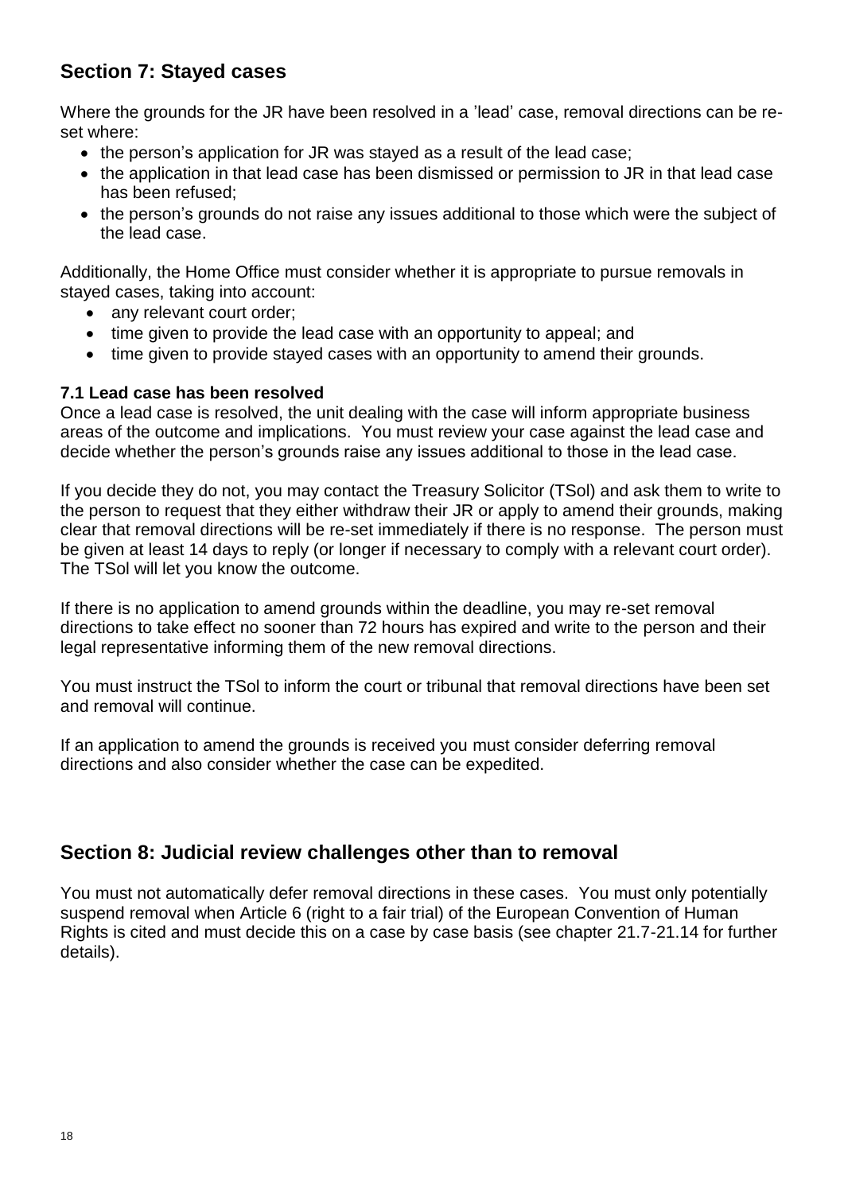## Section 7: Stayed cases

Where the grounds for the JR have been resolved in a 'lead' case, removal directions can be re-set where:

- the person's application for JR was stayed as a result of the lead case;
- the application in that lead case has been dismissed or permission to JR in that lead case has been refused;
- the person's grounds do not raise any issues additional to those which were the subject of the lead case.

Additionally, the Home Office must consider whether it is appropriate to pursue removals in stayed cases, taking into account:

- any relevant court order;
- time given to provide the lead case with an opportunity to appeal; and
- time given to provide stayed cases with an opportunity to amend their grounds.

### 7.1 Lead case has been resolved

Once a lead case is resolved, the unit dealing with the case will inform appropriate business areas of the outcome and implications. You must review your case against the lead case and decide whether the person's grounds raise any issues additional to those in the lead case.

If you decide they do not, you may contact the Treasury Solicitor (TSol) and ask them to write to the person to request that they either withdraw their JR or apply to amend their grounds, making clear that removal directions will be re-set immediately if there is no response. The person must be given at least 14 days to reply (or longer if necessary to comply with a relevant court order). The TSol will let you know the outcome.

If there is no application to amend grounds within the deadline, you may re-set removal directions to take effect no sooner than 72 hours has expired and write to the person and their legal representative informing them of the new removal directions.

You must instruct the TSol to inform the court or tribunal that removal directions have been set and removal will continue.

If an application to amend the grounds is received you must consider deferring removal directions and also consider whether the case can be expedited.

## Section 8: Judicial review challenges other than to removal

You must not automatically defer removal directions in these cases. You must only potentially suspend removal when Article 6 (right to a fair trial) of the European Convention of Human Rights is cited and must decide this on a case by case basis (see chapter 21.7-21.14 for further details).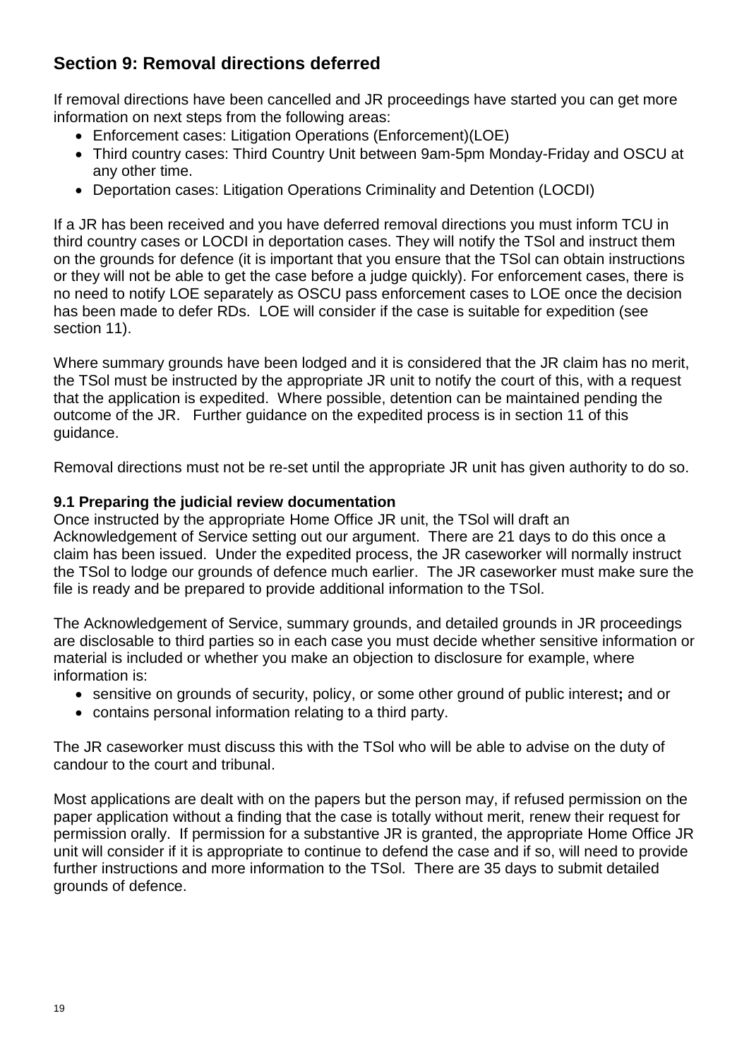## Section 9: Removal directions deferred

If removal directions have been cancelled and JR proceedings have started you can get more information on next steps from the following areas:

- Enforcement cases: Litigation Operations (Enforcement)(LOE)
- Third country cases: Third Country Unit between 9am-5pm Monday-Friday and OSCU at any other time.
- Deportation cases: Litigation Operations Criminality and Detention (LOCDI)

If a JR has been received and you have deferred removal directions you must inform TCU in third country cases or LOCDI in deportation cases. They will notify the TSol and instruct them on the grounds for defence (it is important that you ensure that the TSol can obtain instructions or they will not be able to get the case before a judge quickly). For enforcement cases, there is no need to notify LOE separately as OSCU pass enforcement cases to LOE once the decision has been made to defer RDs. LOE will consider if the case is suitable for expedition (see section 11).

Where summary grounds have been lodged and it is considered that the JR claim has no merit, the TSol must be instructed by the appropriate JR unit to notify the court of this, with a request that the application is expedited. Where possible, detention can be maintained pending the outcome of the JR. Further guidance on the expedited process is in section 11 of this guidance.

Removal directions must not be re-set until the appropriate JR unit has given authority to do so.

**9.1 Preparing the judicial review documentation**

Once instructed by the appropriate Home Office JR unit, the TSol will draft an Acknowledgement of Service setting out our argument. There are 21 days to do this once a claim has been issued. Under the expedited process, the JR caseworker will normally instruct the TSol to lodge our grounds of defence much earlier. The JR caseworker must make sure the file is ready and be prepared to provide additional information to the TSol.

The Acknowledgement of Service, summary grounds, and detailed grounds in JR proceedings are disclosable to third parties so in each case you must decide whether sensitive information or material is included or whether you make an objection to disclosure for example, where information is:

- sensitive on grounds of security, policy, or some other ground of public interest**;** and or
- contains personal information relating to a third party.

The JR caseworker must discuss this with the TSol who will be able to advise on the duty of candour to the court and tribunal.

Most applications are dealt with on the papers but the person may, if refused permission on the paper application without a finding that the case is totally without merit, renew their request for permission orally. If permission for a substantive JR is granted, the appropriate Home Office JR unit will consider if it is appropriate to continue to defend the case and if so, will need to provide further instructions and more information to the TSol. There are 35 days to submit detailed grounds of defence.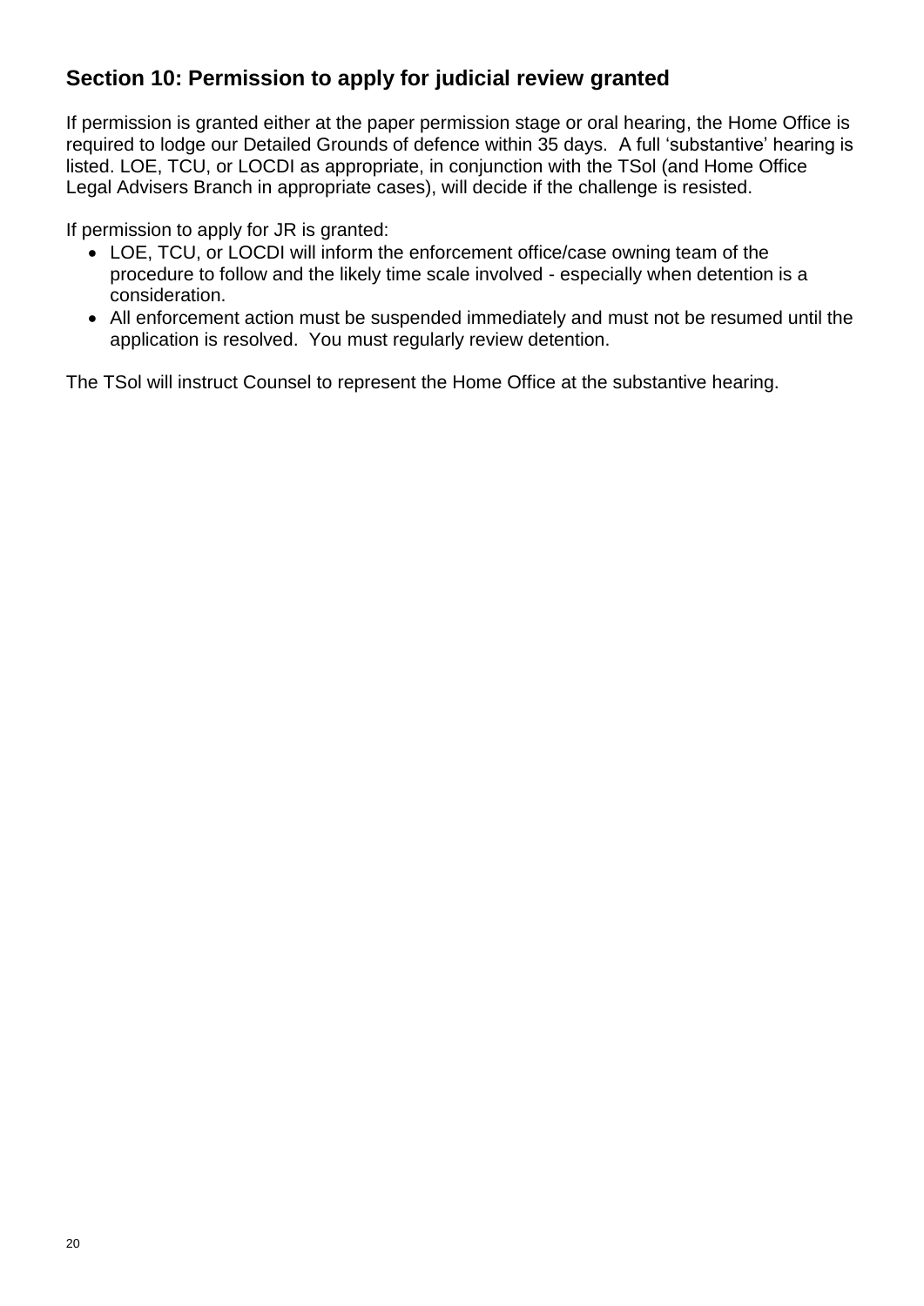## Section 10: Permission to apply for judicial review granted

If permission is granted either at the paper permission stage or oral hearing, the Home Office is required to lodge our Detailed Grounds of defence within 35 days. A full 'substantive' hearing is listed. LOE, TCU, or LOCDI as appropriate, in conjunction with the TSol (and Home Office Legal Advisers Branch in appropriate cases), will decide if the challenge is resisted.

If permission to apply for JR is granted:

- LOE, TCU, or LOCDI will inform the enforcement office/case owning team of the procedure to follow and the likely time scale involved - especially when detention is a consideration.
- All enforcement action must be suspended immediately and must not be resumed until the application is resolved. You must regularly review detention.

The TSol will instruct Counsel to represent the Home Office at the substantive hearing.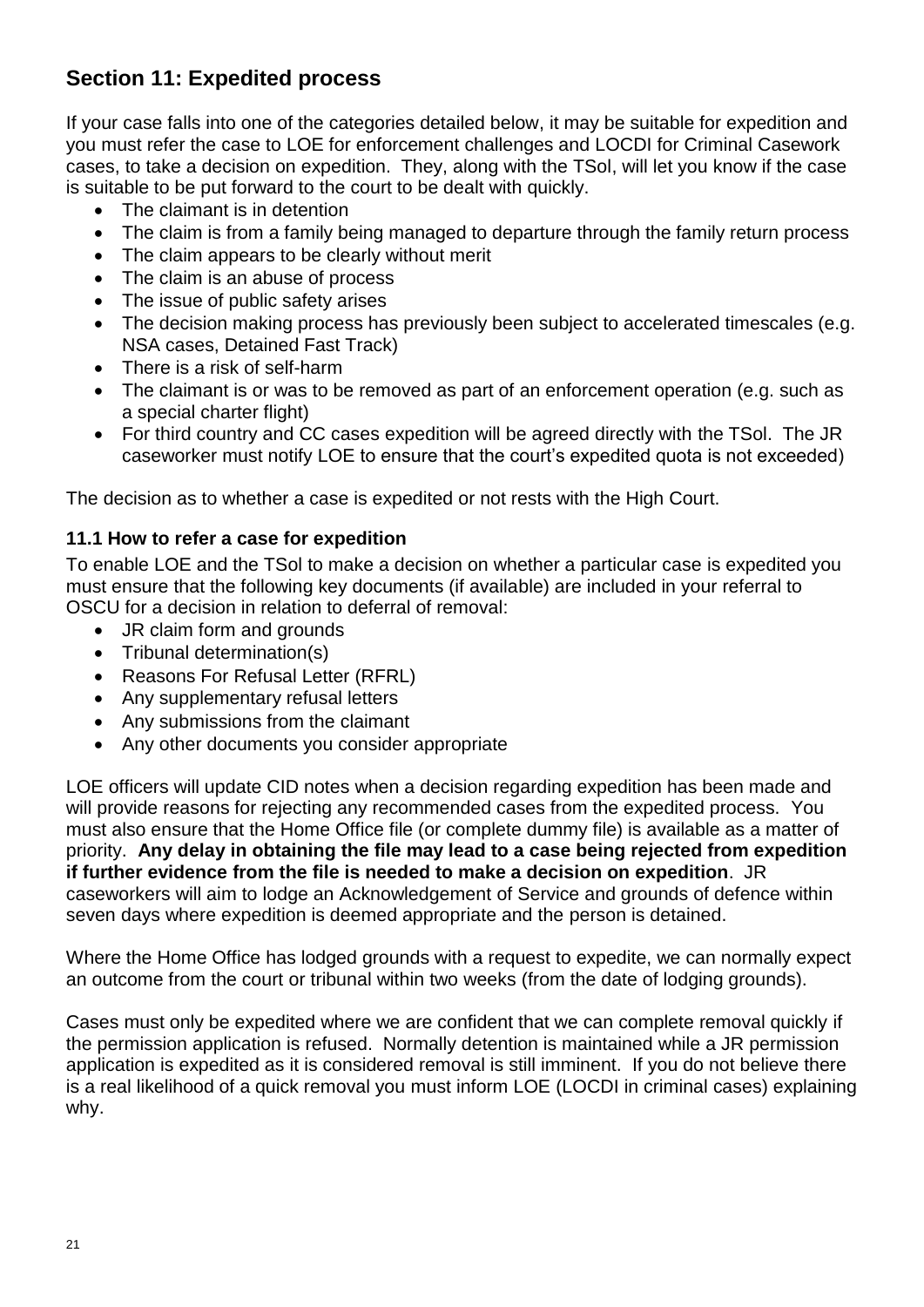## Section 11: Expedited process

If your case falls into one of the categories detailed below, it may be suitable for expedition and you must refer the case to LOE for enforcement challenges and LOCDI for Criminal Casework cases, to take a decision on expedition. They, along with the TSol, will let you know if the case is suitable to be put forward to the court to be dealt with quickly.

- The claimant is in detention
- The claim is from a family being managed to departure through the family return process
- The claim appears to be clearly without merit
- The claim is an abuse of process
- The issue of public safety arises
- The decision making process has previously been subject to accelerated timescales (e.g. NSA cases, Detained Fast Track)
- There is a risk of self-harm
- The claimant is or was to be removed as part of an enforcement operation (e.g. such as a special charter flight)
- For third country and CC cases expedition will be agreed directly with the TSol. The JR caseworker must notify LOE to ensure that the court's expedited quota is not exceeded)

The decision as to whether a case is expedited or not rests with the High Court.

### 11.1 How to refer a case for expedition

To enable LOE and the TSol to make a decision on whether a particular case is expedited you must ensure that the following key documents (if available) are included in your referral to OSCU for a decision in relation to deferral of removal:

- JR claim form and grounds
- Tribunal determination(s)
- Reasons For Refusal Letter (RFRL)
- Any supplementary refusal letters
- Any submissions from the claimant
- Any other documents you consider appropriate

LOE officers will update CID notes when a decision regarding expedition has been made and will provide reasons for rejecting any recommended cases from the expedited process. You must also ensure that the Home Office file (or complete dummy file) is available as a matter of priority. **Any delay in obtaining the file may lead to a case being rejected from expedition if further evidence from the file is needed to make a decision on expedition**. JR caseworkers will aim to lodge an Acknowledgement of Service and grounds of defence within seven days where expedition is deemed appropriate and the person is detained.

Where the Home Office has lodged grounds with a request to expedite, we can normally expect an outcome from the court or tribunal within two weeks (from the date of lodging grounds).

Cases must only be expedited where we are confident that we can complete removal quickly if the permission application is refused. Normally detention is maintained while a JR permission application is expedited as it is considered removal is still imminent. If you do not believe there is a real likelihood of a quick removal you must inform LOE (LOCDI in criminal cases) explaining why.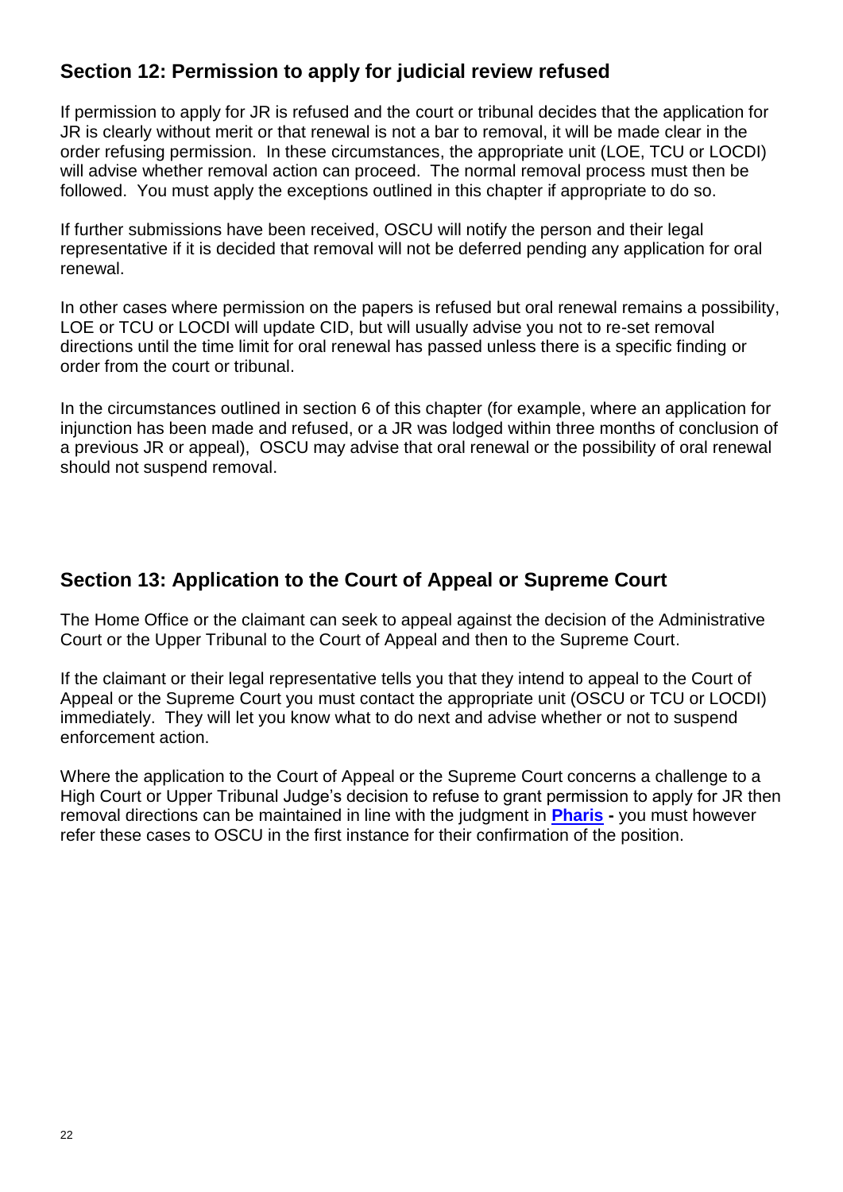## Section 12: Permission to apply for judicial review refused

If permission to apply for JR is refused and the court or tribunal decides that the application for JR is clearly without merit or that renewal is not a bar to removal, it will be made clear in the order refusing permission. In these circumstances, the appropriate unit (LOE, TCU or LOCDI) will advise whether removal action can proceed. The normal removal process must then be followed. You must apply the exceptions outlined in this chapter if appropriate to do so.

If further submissions have been received, OSCU will notify the person and their legal representative if it is decided that removal will not be deferred pending any application for oral renewal.

In other cases where permission on the papers is refused but oral renewal remains a possibility, LOE or TCU or LOCDI will update CID, but will usually advise you not to re-set removal directions until the time limit for oral renewal has passed unless there is a specific finding or order from the court or tribunal.

In the circumstances outlined in section 6 of this chapter (for example, where an application for injunction has been made and refused, or a JR was lodged within three months of conclusion of a previous JR or appeal), OSCU may advise that oral renewal or the possibility of oral renewal should not suspend removal.

## Section 13: Application to the Court of Appeal or Supreme Court

The Home Office or the claimant can seek to appeal against the decision of the Administrative Court or the Upper Tribunal to the Court of Appeal and then to the Supreme Court.

If the claimant or their legal representative tells you that they intend to appeal to the Court of Appeal or the Supreme Court you must contact the appropriate unit (OSCU or TCU or LOCDI) immediately. They will let you know what to do next and advise whether or not to suspend enforcement action.

Where the application to the Court of Appeal or the Supreme Court concerns a challenge to a High Court or Upper Tribunal Judge's decision to refuse to grant permission to apply for JR then removal directions can be maintained in line with the judgment in **Pharis** **-** you must however refer these cases to OSCU in the first instance for their confirmation of the position.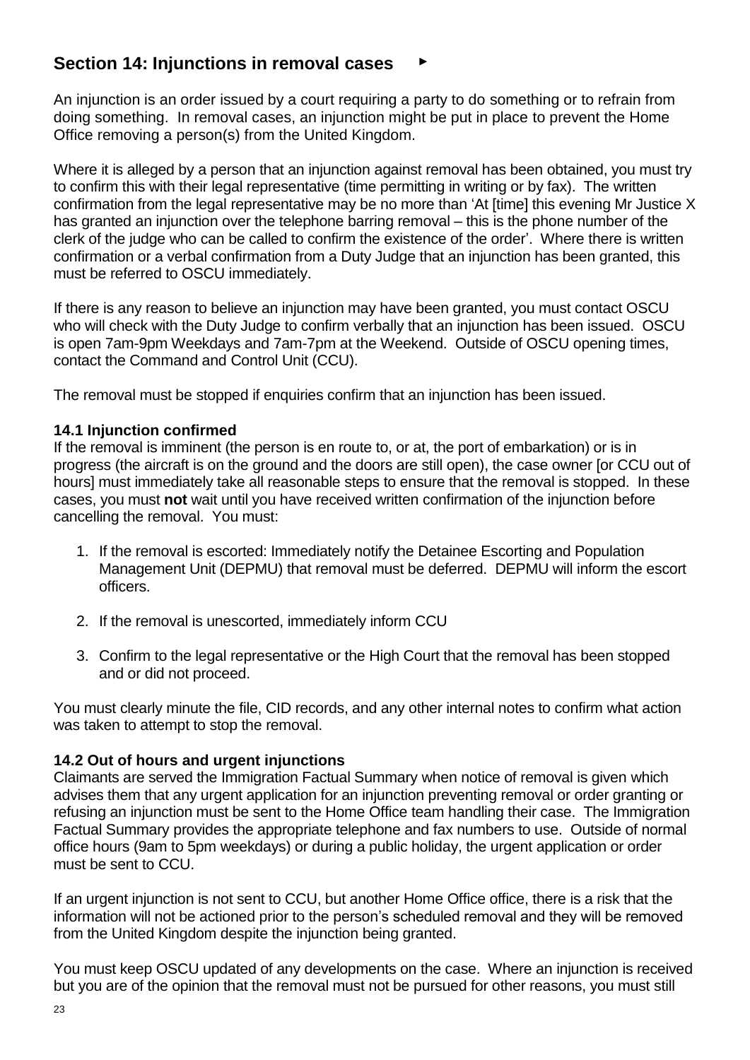## Section 14: Injunctions in removal cases ▸

An injunction is an order issued by a court requiring a party to do something or to refrain from doing something. In removal cases, an injunction might be put in place to prevent the Home Office removing a person(s) from the United Kingdom.

Where it is alleged by a person that an injunction against removal has been obtained, you must try to confirm this with their legal representative (time permitting in writing or by fax). The written confirmation from the legal representative may be no more than 'At [time] this evening Mr Justice X has granted an injunction over the telephone barring removal – this is the phone number of the clerk of the judge who can be called to confirm the existence of the order'. Where there is written confirmation or a verbal confirmation from a Duty Judge that an injunction has been granted, this must be referred to OSCU immediately.

If there is any reason to believe an injunction may have been granted, you must contact OSCU who will check with the Duty Judge to confirm verbally that an injunction has been issued. OSCU is open 7am-9pm Weekdays and 7am-7pm at the Weekend. Outside of OSCU opening times, contact the Command and Control Unit (CCU).

The removal must be stopped if enquiries confirm that an injunction has been issued.

### 14.1 Injunction confirmed

If the removal is imminent (the person is en route to, or at, the port of embarkation) or is in progress (the aircraft is on the ground and the doors are still open), the case owner [or CCU out of hours] must immediately take all reasonable steps to ensure that the removal is stopped. In these cases, you must **not** wait until you have received written confirmation of the injunction before cancelling the removal. You must:

1. If the removal is escorted: Immediately notify the Detainee Escorting and Population Management Unit (DEPMU) that removal must be deferred. DEPMU will inform the escort officers.

2. If the removal is unescorted, immediately inform CCU

3. Confirm to the legal representative or the High Court that the removal has been stopped and or did not proceed.

You must clearly minute the file, CID records, and any other internal notes to confirm what action was taken to attempt to stop the removal.

### 14.2 Out of hours and urgent injunctions

Claimants are served the Immigration Factual Summary when notice of removal is given which advises them that any urgent application for an injunction preventing removal or order granting or refusing an injunction must be sent to the Home Office team handling their case. The Immigration Factual Summary provides the appropriate telephone and fax numbers to use. Outside of normal office hours (9am to 5pm weekdays) or during a public holiday, the urgent application or order must be sent to CCU.

If an urgent injunction is not sent to CCU, but another Home Office office, there is a risk that the information will not be actioned prior to the person's scheduled removal and they will be removed from the United Kingdom despite the injunction being granted.

You must keep OSCU updated of any developments on the case. Where an injunction is received but you are of the opinion that the removal must not be pursued for other reasons, you must still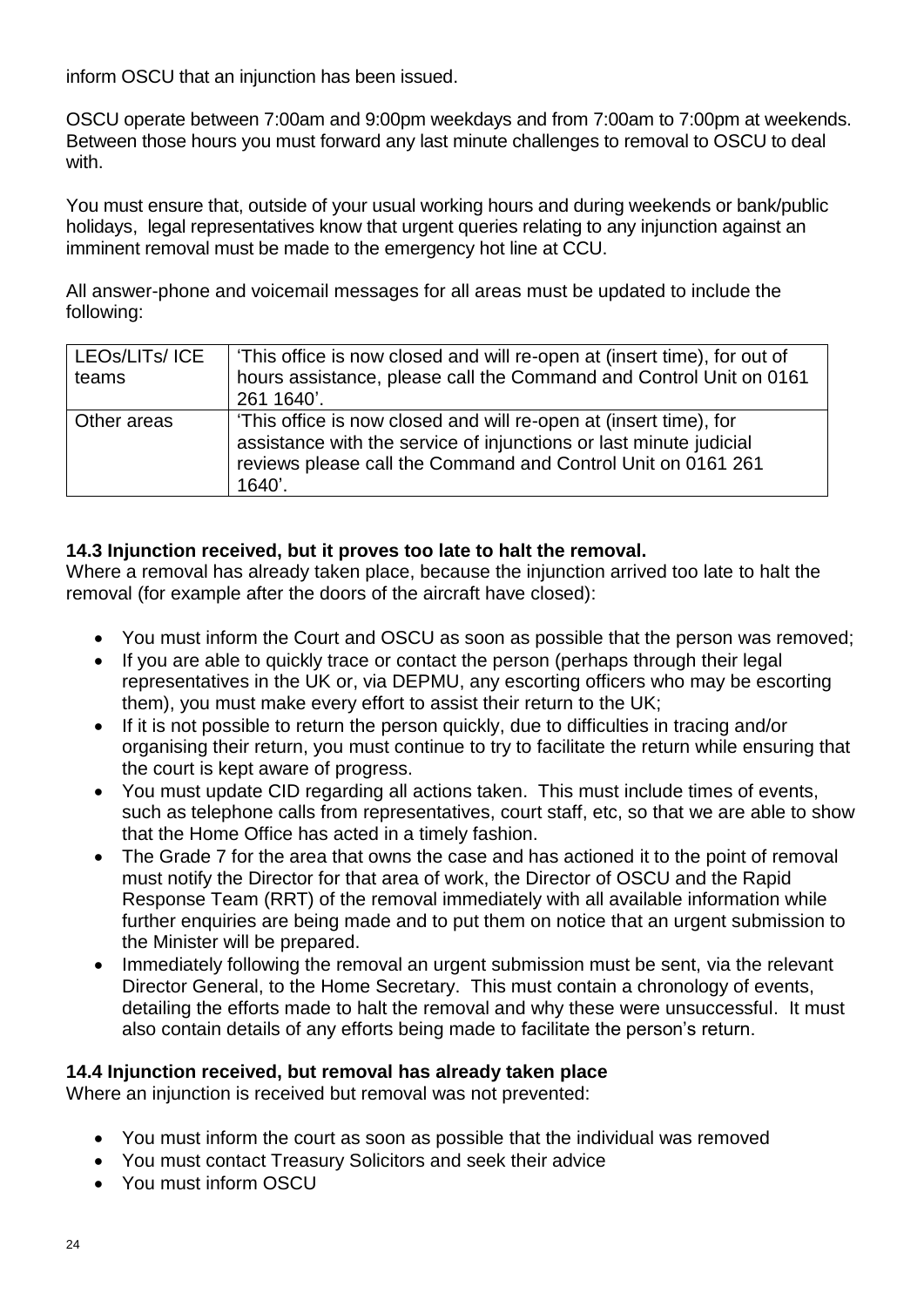inform OSCU that an injunction has been issued.

OSCU operate between 7:00am and 9:00pm weekdays and from 7:00am to 7:00pm at weekends. Between those hours you must forward any last minute challenges to removal to OSCU to deal with.

You must ensure that, outside of your usual working hours and during weekends or bank/public holidays, legal representatives know that urgent queries relating to any injunction against an imminent removal must be made to the emergency hot line at CCU.

All answer-phone and voicemail messages for all areas must be updated to include the following:

| | |
|---|---|
| LEOs/LITs/ ICE teams | 'This office is now closed and will re-open at (insert time), for out of hours assistance, please call the Command and Control Unit on 0161 261 1640'. |
| Other areas | 'This office is now closed and will re-open at (insert time), for assistance with the service of injunctions or last minute judicial reviews please call the Command and Control Unit on 0161 261 1640'. |

**14.3 Injunction received, but it proves too late to halt the removal.**

Where a removal has already taken place, because the injunction arrived too late to halt the removal (for example after the doors of the aircraft have closed):

- You must inform the Court and OSCU as soon as possible that the person was removed;
- If you are able to quickly trace or contact the person (perhaps through their legal representatives in the UK or, via DEPMU, any escorting officers who may be escorting them), you must make every effort to assist their return to the UK;
- If it is not possible to return the person quickly, due to difficulties in tracing and/or organising their return, you must continue to try to facilitate the return while ensuring that the court is kept aware of progress.
- You must update CID regarding all actions taken. This must include times of events, such as telephone calls from representatives, court staff, etc, so that we are able to show that the Home Office has acted in a timely fashion.
- The Grade 7 for the area that owns the case and has actioned it to the point of removal must notify the Director for that area of work, the Director of OSCU and the Rapid Response Team (RRT) of the removal immediately with all available information while further enquiries are being made and to put them on notice that an urgent submission to the Minister will be prepared.
- Immediately following the removal an urgent submission must be sent, via the relevant Director General, to the Home Secretary. This must contain a chronology of events, detailing the efforts made to halt the removal and why these were unsuccessful. It must also contain details of any efforts being made to facilitate the person's return.

**14.4 Injunction received, but removal has already taken place**

Where an injunction is received but removal was not prevented:

- You must inform the court as soon as possible that the individual was removed
- You must contact Treasury Solicitors and seek their advice
- You must inform OSCU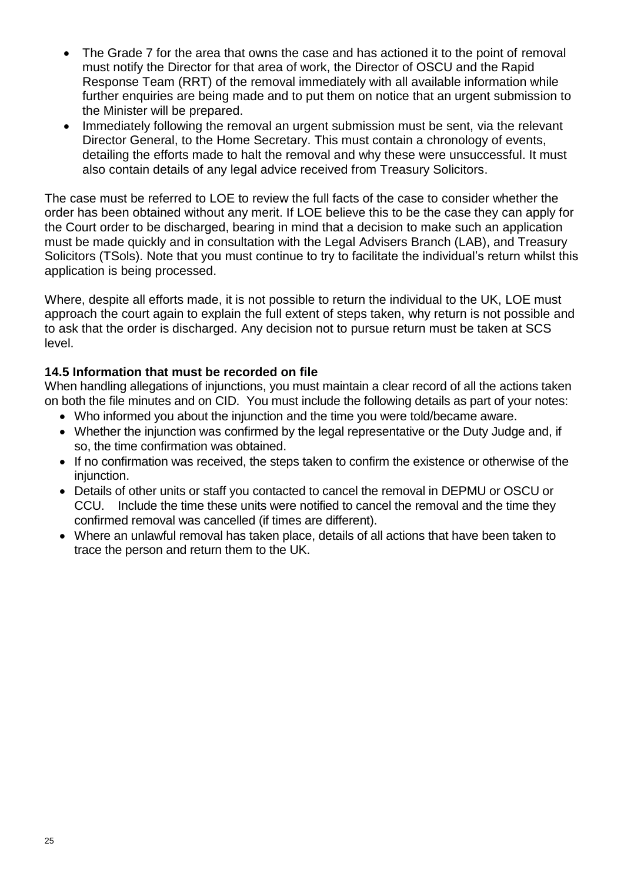- The Grade 7 for the area that owns the case and has actioned it to the point of removal must notify the Director for that area of work, the Director of OSCU and the Rapid Response Team (RRT) of the removal immediately with all available information while further enquiries are being made and to put them on notice that an urgent submission to the Minister will be prepared.
- Immediately following the removal an urgent submission must be sent, via the relevant Director General, to the Home Secretary. This must contain a chronology of events, detailing the efforts made to halt the removal and why these were unsuccessful. It must also contain details of any legal advice received from Treasury Solicitors.

The case must be referred to LOE to review the full facts of the case to consider whether the order has been obtained without any merit. If LOE believe this to be the case they can apply for the Court order to be discharged, bearing in mind that a decision to make such an application must be made quickly and in consultation with the Legal Advisers Branch (LAB), and Treasury Solicitors (TSols). Note that you must continue to try to facilitate the individual's return whilst this application is being processed.

Where, despite all efforts made, it is not possible to return the individual to the UK, LOE must approach the court again to explain the full extent of steps taken, why return is not possible and to ask that the order is discharged. Any decision not to pursue return must be taken at SCS level.

### 14.5 Information that must be recorded on file

When handling allegations of injunctions, you must maintain a clear record of all the actions taken on both the file minutes and on CID. You must include the following details as part of your notes:

- Who informed you about the injunction and the time you were told/became aware.
- Whether the injunction was confirmed by the legal representative or the Duty Judge and, if so, the time confirmation was obtained.
- If no confirmation was received, the steps taken to confirm the existence or otherwise of the injunction.
- Details of other units or staff you contacted to cancel the removal in DEPMU or OSCU or CCU. Include the time these units were notified to cancel the removal and the time they confirmed removal was cancelled (if times are different).
- Where an unlawful removal has taken place, details of all actions that have been taken to trace the person and return them to the UK.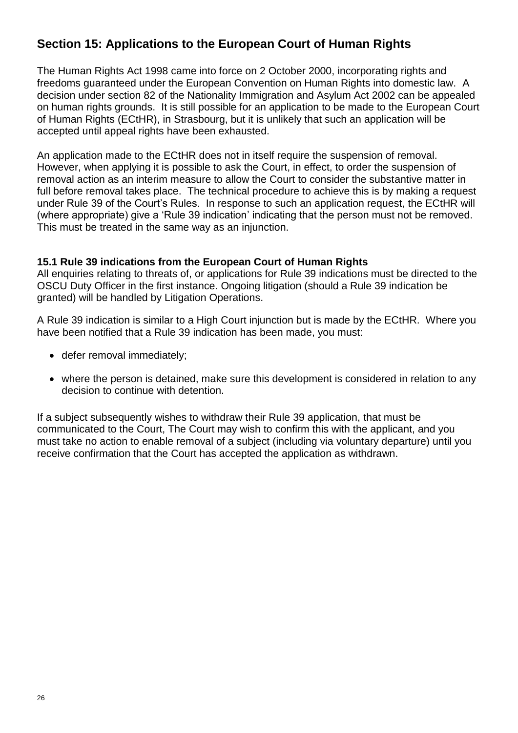## Section 15: Applications to the European Court of Human Rights

The Human Rights Act 1998 came into force on 2 October 2000, incorporating rights and freedoms guaranteed under the European Convention on Human Rights into domestic law. A decision under section 82 of the Nationality Immigration and Asylum Act 2002 can be appealed on human rights grounds. It is still possible for an application to be made to the European Court of Human Rights (ECtHR), in Strasbourg, but it is unlikely that such an application will be accepted until appeal rights have been exhausted.

An application made to the ECtHR does not in itself require the suspension of removal. However, when applying it is possible to ask the Court, in effect, to order the suspension of removal action as an interim measure to allow the Court to consider the substantive matter in full before removal takes place. The technical procedure to achieve this is by making a request under Rule 39 of the Court's Rules. In response to such an application request, the ECtHR will (where appropriate) give a 'Rule 39 indication' indicating that the person must not be removed. This must be treated in the same way as an injunction.

### 15.1 Rule 39 indications from the European Court of Human Rights

All enquiries relating to threats of, or applications for Rule 39 indications must be directed to the OSCU Duty Officer in the first instance. Ongoing litigation (should a Rule 39 indication be granted) will be handled by Litigation Operations.

A Rule 39 indication is similar to a High Court injunction but is made by the ECtHR. Where you have been notified that a Rule 39 indication has been made, you must:

- defer removal immediately;
- where the person is detained, make sure this development is considered in relation to any decision to continue with detention.

If a subject subsequently wishes to withdraw their Rule 39 application, that must be communicated to the Court, The Court may wish to confirm this with the applicant, and you must take no action to enable removal of a subject (including via voluntary departure) until you receive confirmation that the Court has accepted the application as withdrawn.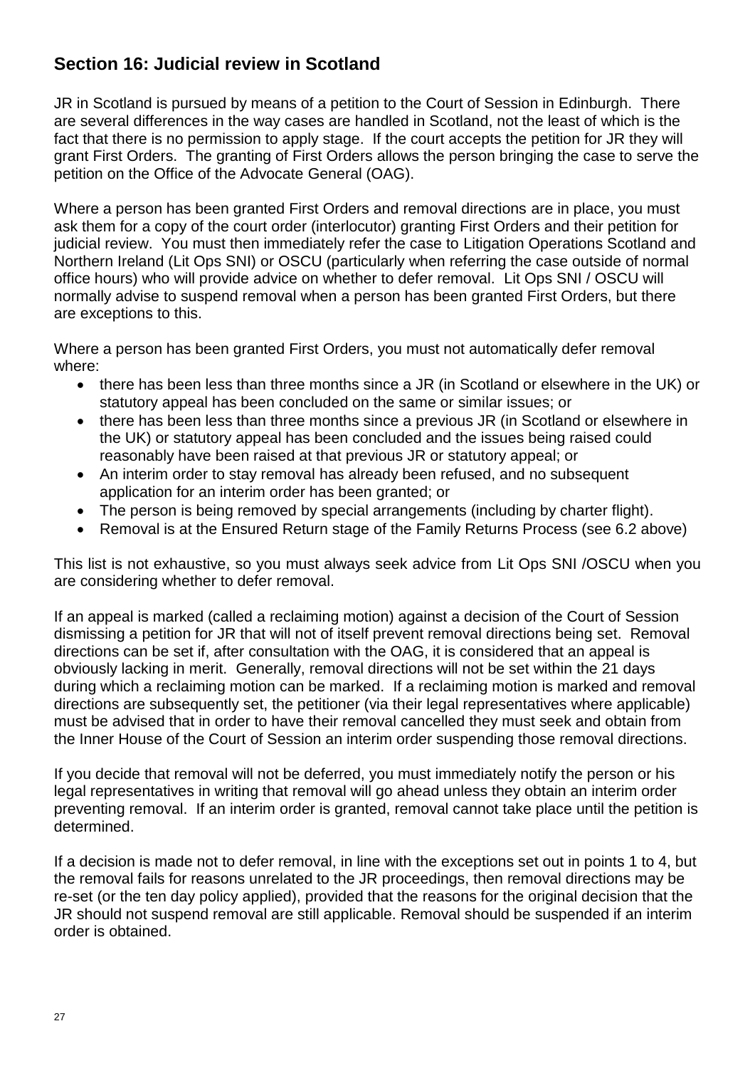## Section 16: Judicial review in Scotland

JR in Scotland is pursued by means of a petition to the Court of Session in Edinburgh. There are several differences in the way cases are handled in Scotland, not the least of which is the fact that there is no permission to apply stage. If the court accepts the petition for JR they will grant First Orders. The granting of First Orders allows the person bringing the case to serve the petition on the Office of the Advocate General (OAG).

Where a person has been granted First Orders and removal directions are in place, you must ask them for a copy of the court order (interlocutor) granting First Orders and their petition for judicial review. You must then immediately refer the case to Litigation Operations Scotland and Northern Ireland (Lit Ops SNI) or OSCU (particularly when referring the case outside of normal office hours) who will provide advice on whether to defer removal. Lit Ops SNI / OSCU will normally advise to suspend removal when a person has been granted First Orders, but there are exceptions to this.

Where a person has been granted First Orders, you must not automatically defer removal where:

- there has been less than three months since a JR (in Scotland or elsewhere in the UK) or statutory appeal has been concluded on the same or similar issues; or
- there has been less than three months since a previous JR (in Scotland or elsewhere in the UK) or statutory appeal has been concluded and the issues being raised could reasonably have been raised at that previous JR or statutory appeal; or
- An interim order to stay removal has already been refused, and no subsequent application for an interim order has been granted; or
- The person is being removed by special arrangements (including by charter flight).
- Removal is at the Ensured Return stage of the Family Returns Process (see 6.2 above)

This list is not exhaustive, so you must always seek advice from Lit Ops SNI /OSCU when you are considering whether to defer removal.

If an appeal is marked (called a reclaiming motion) against a decision of the Court of Session dismissing a petition for JR that will not of itself prevent removal directions being set. Removal directions can be set if, after consultation with the OAG, it is considered that an appeal is obviously lacking in merit. Generally, removal directions will not be set within the 21 days during which a reclaiming motion can be marked. If a reclaiming motion is marked and removal directions are subsequently set, the petitioner (via their legal representatives where applicable) must be advised that in order to have their removal cancelled they must seek and obtain from the Inner House of the Court of Session an interim order suspending those removal directions.

If you decide that removal will not be deferred, you must immediately notify the person or his legal representatives in writing that removal will go ahead unless they obtain an interim order preventing removal. If an interim order is granted, removal cannot take place until the petition is determined.

If a decision is made not to defer removal, in line with the exceptions set out in points 1 to 4, but the removal fails for reasons unrelated to the JR proceedings, then removal directions may be re-set (or the ten day policy applied), provided that the reasons for the original decision that the JR should not suspend removal are still applicable. Removal should be suspended if an interim order is obtained.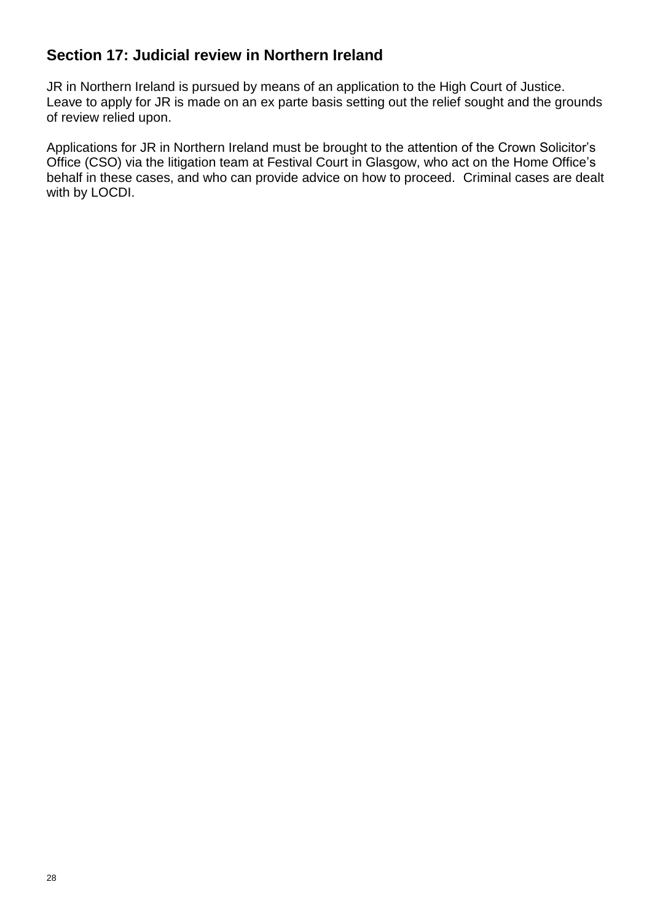## Section 17: Judicial review in Northern Ireland

JR in Northern Ireland is pursued by means of an application to the High Court of Justice. Leave to apply for JR is made on an ex parte basis setting out the relief sought and the grounds of review relied upon.

Applications for JR in Northern Ireland must be brought to the attention of the Crown Solicitor's Office (CSO) via the litigation team at Festival Court in Glasgow, who act on the Home Office's behalf in these cases, and who can provide advice on how to proceed. Criminal cases are dealt with by LOCDI.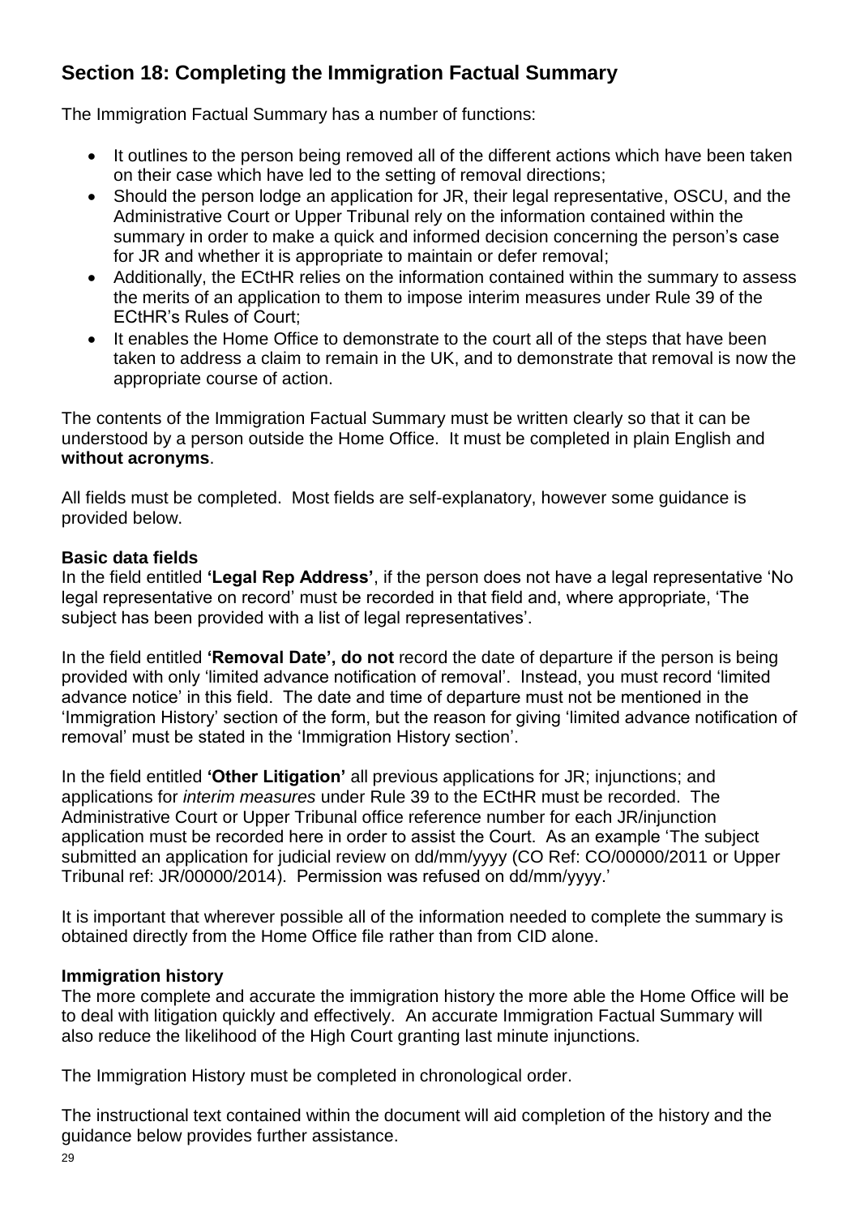## Section 18: Completing the Immigration Factual Summary

The Immigration Factual Summary has a number of functions:

- It outlines to the person being removed all of the different actions which have been taken on their case which have led to the setting of removal directions;
- Should the person lodge an application for JR, their legal representative, OSCU, and the Administrative Court or Upper Tribunal rely on the information contained within the summary in order to make a quick and informed decision concerning the person's case for JR and whether it is appropriate to maintain or defer removal;
- Additionally, the ECtHR relies on the information contained within the summary to assess the merits of an application to them to impose interim measures under Rule 39 of the ECtHR's Rules of Court;
- It enables the Home Office to demonstrate to the court all of the steps that have been taken to address a claim to remain in the UK, and to demonstrate that removal is now the appropriate course of action.

The contents of the Immigration Factual Summary must be written clearly so that it can be understood by a person outside the Home Office. It must be completed in plain English and **without acronyms**.

All fields must be completed. Most fields are self-explanatory, however some guidance is provided below.

**Basic data fields**

In the field entitled **'Legal Rep Address'**, if the person does not have a legal representative 'No legal representative on record' must be recorded in that field and, where appropriate, 'The subject has been provided with a list of legal representatives'.

In the field entitled **'Removal Date', do not** record the date of departure if the person is being provided with only 'limited advance notification of removal'. Instead, you must record 'limited advance notice' in this field. The date and time of departure must not be mentioned in the 'Immigration History' section of the form, but the reason for giving 'limited advance notification of removal' must be stated in the 'Immigration History section'.

In the field entitled **'Other Litigation'** all previous applications for JR; injunctions; and applications for *interim measures* under Rule 39 to the ECtHR must be recorded. The Administrative Court or Upper Tribunal office reference number for each JR/injunction application must be recorded here in order to assist the Court. As an example 'The subject submitted an application for judicial review on dd/mm/yyyy (CO Ref: CO/00000/2011 or Upper Tribunal ref: JR/00000/2014). Permission was refused on dd/mm/yyyy.'

It is important that wherever possible all of the information needed to complete the summary is obtained directly from the Home Office file rather than from CID alone.

**Immigration history**

The more complete and accurate the immigration history the more able the Home Office will be to deal with litigation quickly and effectively. An accurate Immigration Factual Summary will also reduce the likelihood of the High Court granting last minute injunctions.

The Immigration History must be completed in chronological order.

The instructional text contained within the document will aid completion of the history and the guidance below provides further assistance.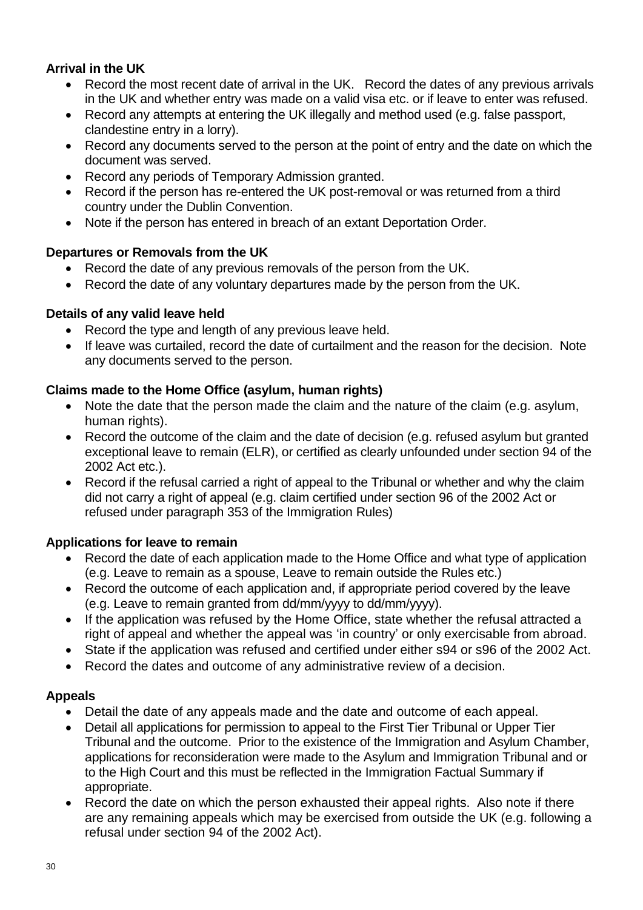**Arrival in the UK**

- Record the most recent date of arrival in the UK. Record the dates of any previous arrivals in the UK and whether entry was made on a valid visa etc. or if leave to enter was refused.
- Record any attempts at entering the UK illegally and method used (e.g. false passport, clandestine entry in a lorry).
- Record any documents served to the person at the point of entry and the date on which the document was served.
- Record any periods of Temporary Admission granted.
- Record if the person has re-entered the UK post-removal or was returned from a third country under the Dublin Convention.
- Note if the person has entered in breach of an extant Deportation Order.

**Departures or Removals from the UK**

- Record the date of any previous removals of the person from the UK.
- Record the date of any voluntary departures made by the person from the UK.

**Details of any valid leave held**

- Record the type and length of any previous leave held.
- If leave was curtailed, record the date of curtailment and the reason for the decision. Note any documents served to the person.

**Claims made to the Home Office (asylum, human rights)**

- Note the date that the person made the claim and the nature of the claim (e.g. asylum, human rights).
- Record the outcome of the claim and the date of decision (e.g. refused asylum but granted exceptional leave to remain (ELR), or certified as clearly unfounded under section 94 of the 2002 Act etc.).
- Record if the refusal carried a right of appeal to the Tribunal or whether and why the claim did not carry a right of appeal (e.g. claim certified under section 96 of the 2002 Act or refused under paragraph 353 of the Immigration Rules)

**Applications for leave to remain**

- Record the date of each application made to the Home Office and what type of application (e.g. Leave to remain as a spouse, Leave to remain outside the Rules etc.)
- Record the outcome of each application and, if appropriate period covered by the leave (e.g. Leave to remain granted from dd/mm/yyyy to dd/mm/yyyy).
- If the application was refused by the Home Office, state whether the refusal attracted a right of appeal and whether the appeal was 'in country' or only exercisable from abroad.
- State if the application was refused and certified under either s94 or s96 of the 2002 Act.
- Record the dates and outcome of any administrative review of a decision.

**Appeals**

- Detail the date of any appeals made and the date and outcome of each appeal.
- Detail all applications for permission to appeal to the First Tier Tribunal or Upper Tier Tribunal and the outcome. Prior to the existence of the Immigration and Asylum Chamber, applications for reconsideration were made to the Asylum and Immigration Tribunal and or to the High Court and this must be reflected in the Immigration Factual Summary if appropriate.
- Record the date on which the person exhausted their appeal rights. Also note if there are any remaining appeals which may be exercised from outside the UK (e.g. following a refusal under section 94 of the 2002 Act).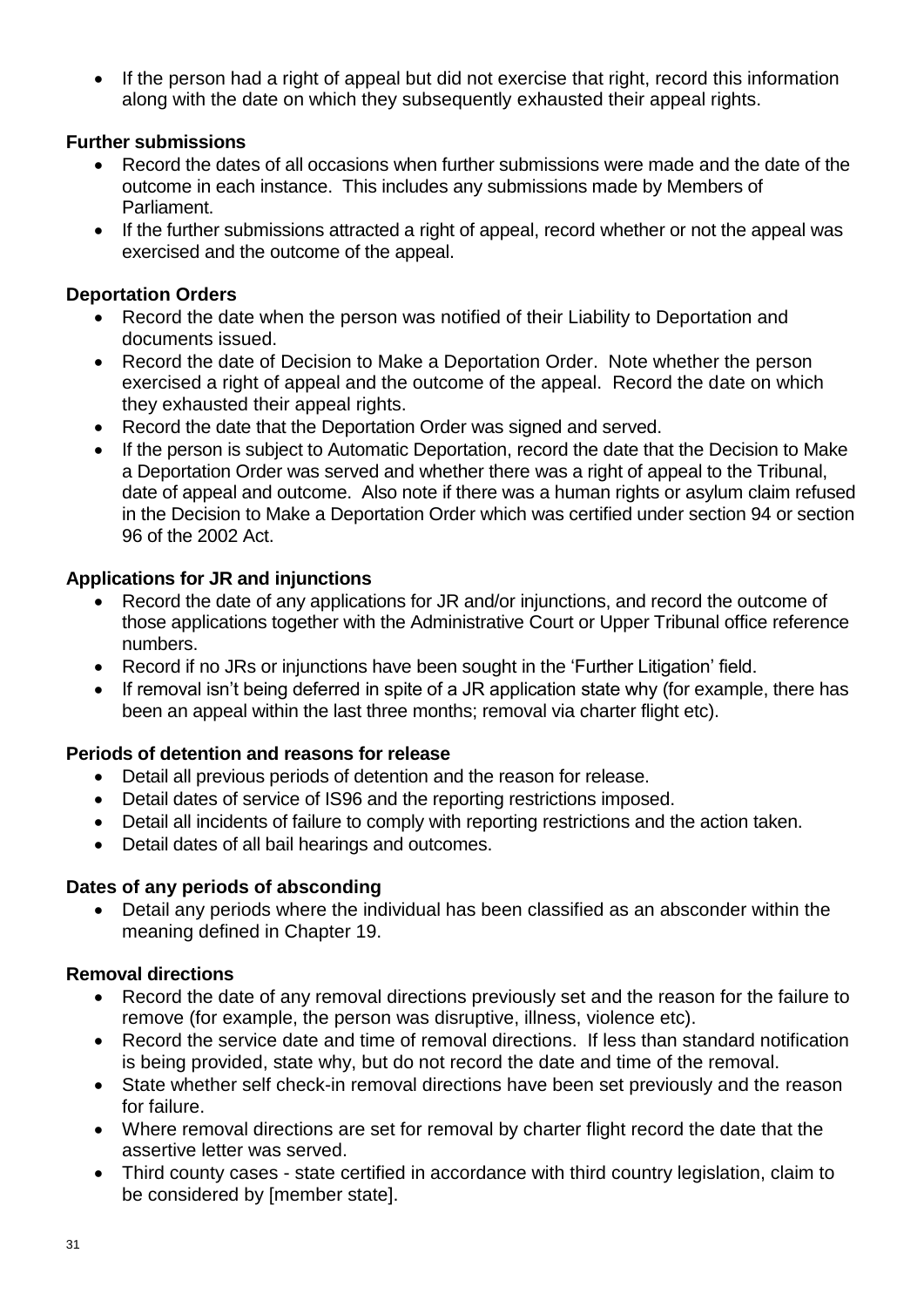- If the person had a right of appeal but did not exercise that right, record this information along with the date on which they subsequently exhausted their appeal rights.

**Further submissions**

- Record the dates of all occasions when further submissions were made and the date of the outcome in each instance. This includes any submissions made by Members of Parliament.
- If the further submissions attracted a right of appeal, record whether or not the appeal was exercised and the outcome of the appeal.

**Deportation Orders**

- Record the date when the person was notified of their Liability to Deportation and documents issued.
- Record the date of Decision to Make a Deportation Order. Note whether the person exercised a right of appeal and the outcome of the appeal. Record the date on which they exhausted their appeal rights.
- Record the date that the Deportation Order was signed and served.
- If the person is subject to Automatic Deportation, record the date that the Decision to Make a Deportation Order was served and whether there was a right of appeal to the Tribunal, date of appeal and outcome. Also note if there was a human rights or asylum claim refused in the Decision to Make a Deportation Order which was certified under section 94 or section 96 of the 2002 Act.

**Applications for JR and injunctions**

- Record the date of any applications for JR and/or injunctions, and record the outcome of those applications together with the Administrative Court or Upper Tribunal office reference numbers.
- Record if no JRs or injunctions have been sought in the 'Further Litigation' field.
- If removal isn't being deferred in spite of a JR application state why (for example, there has been an appeal within the last three months; removal via charter flight etc).

**Periods of detention and reasons for release**

- Detail all previous periods of detention and the reason for release.
- Detail dates of service of IS96 and the reporting restrictions imposed.
- Detail all incidents of failure to comply with reporting restrictions and the action taken.
- Detail dates of all bail hearings and outcomes.

**Dates of any periods of absconding**

- Detail any periods where the individual has been classified as an absconder within the meaning defined in Chapter 19.

**Removal directions**

- Record the date of any removal directions previously set and the reason for the failure to remove (for example, the person was disruptive, illness, violence etc).
- Record the service date and time of removal directions. If less than standard notification is being provided, state why, but do not record the date and time of the removal.
- State whether self check-in removal directions have been set previously and the reason for failure.
- Where removal directions are set for removal by charter flight record the date that the assertive letter was served.
- Third county cases - state certified in accordance with third country legislation, claim to be considered by [member state].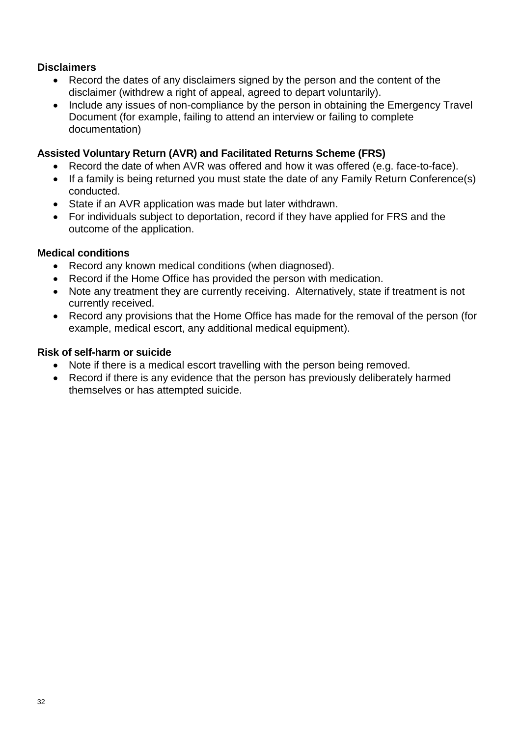**Disclaimers**

- Record the dates of any disclaimers signed by the person and the content of the disclaimer (withdrew a right of appeal, agreed to depart voluntarily).
- Include any issues of non-compliance by the person in obtaining the Emergency Travel Document (for example, failing to attend an interview or failing to complete documentation)

**Assisted Voluntary Return (AVR) and Facilitated Returns Scheme (FRS)**

- Record the date of when AVR was offered and how it was offered (e.g. face-to-face).
- If a family is being returned you must state the date of any Family Return Conference(s) conducted.
- State if an AVR application was made but later withdrawn.
- For individuals subject to deportation, record if they have applied for FRS and the outcome of the application.

**Medical conditions**

- Record any known medical conditions (when diagnosed).
- Record if the Home Office has provided the person with medication.
- Note any treatment they are currently receiving. Alternatively, state if treatment is not currently received.
- Record any provisions that the Home Office has made for the removal of the person (for example, medical escort, any additional medical equipment).

**Risk of self-harm or suicide**

- Note if there is a medical escort travelling with the person being removed.
- Record if there is any evidence that the person has previously deliberately harmed themselves or has attempted suicide.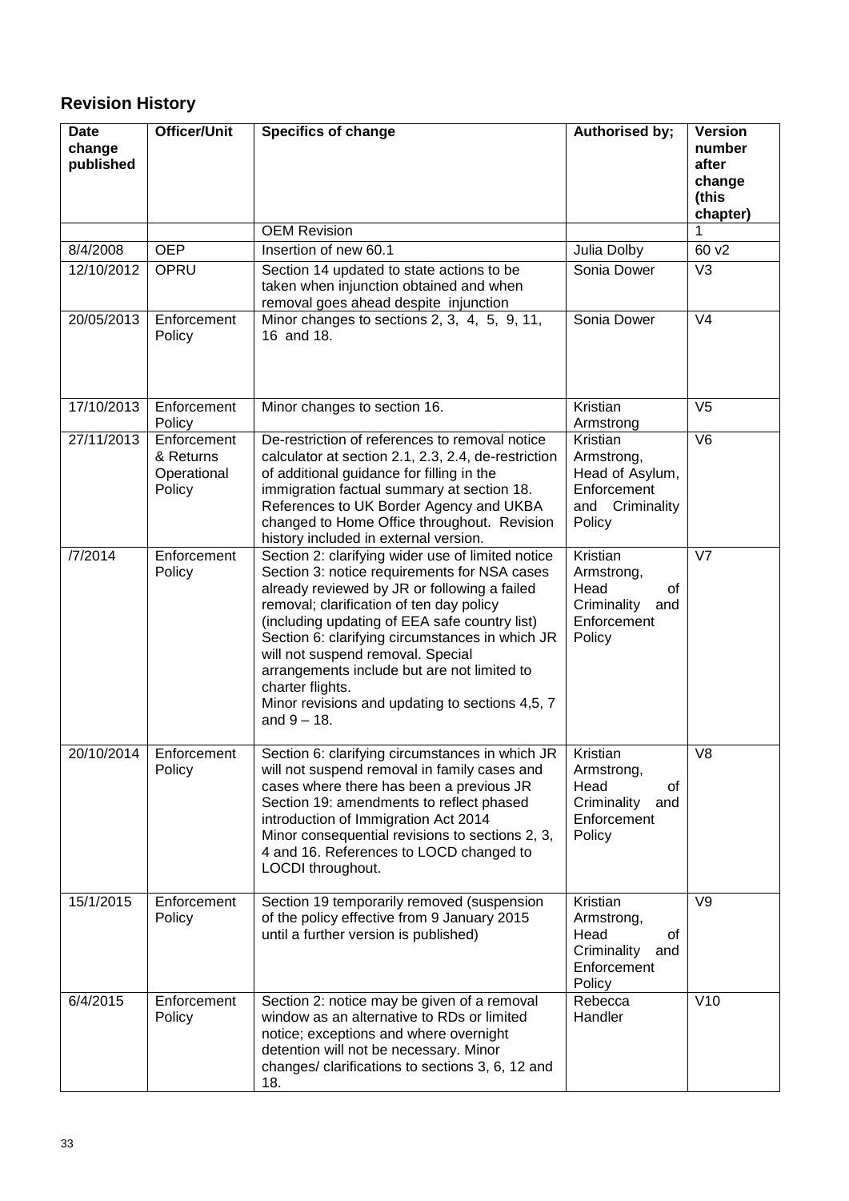## Revision History

| Date change published | Officer/Unit | Specifics of change | Authorised by; | Version number after change (this chapter) |
|---|---|---|---|---|
| | | OEM Revision | | 1 |
| 8/4/2008 | OEP | Insertion of new 60.1 | Julia Dolby | 60 v2 |
| 12/10/2012 | OPRU | Section 14 updated to state actions to be taken when injunction obtained and when removal goes ahead despite injunction | Sonia Dower | V3 |
| 20/05/2013 | Enforcement Policy | Minor changes to sections 2, 3, 4, 5, 9, 11, 16 and 18. | Sonia Dower | V4 |
| 17/10/2013 | Enforcement Policy | Minor changes to section 16. | Kristian Armstrong | V5 |
| 27/11/2013 | Enforcement & Returns Operational Policy | De-restriction of references to removal notice calculator at section 2.1, 2.3, 2.4, de-restriction of additional guidance for filling in the immigration factual summary at section 18. References to UK Border Agency and UKBA changed to Home Office throughout. Revision history included in external version. | Kristian Armstrong, Head of Asylum, Enforcement and Criminality Policy | V6 |
| /7/2014 | Enforcement Policy | Section 2: clarifying wider use of limited notice<br>Section 3: notice requirements for NSA cases already reviewed by JR or following a failed removal; clarification of ten day policy (including updating of EEA safe country list)<br>Section 6: clarifying circumstances in which JR will not suspend removal. Special arrangements include but are not limited to charter flights.<br>Minor revisions and updating to sections 4,5, 7 and 9 – 18. | Kristian Armstrong, Head of Criminality and Enforcement Policy | V7 |
| 20/10/2014 | Enforcement Policy | Section 6: clarifying circumstances in which JR will not suspend removal in family cases and cases where there has been a previous JR<br>Section 19: amendments to reflect phased introduction of Immigration Act 2014<br>Minor consequential revisions to sections 2, 3, 4 and 16. References to LOCD changed to LOCDI throughout. | Kristian Armstrong, Head of Criminality and Enforcement Policy | V8 |
| 15/1/2015 | Enforcement Policy | Section 19 temporarily removed (suspension of the policy effective from 9 January 2015 until a further version is published) | Kristian Armstrong, Head of Criminality and Enforcement Policy | V9 |
| 6/4/2015 | Enforcement Policy | Section 2: notice may be given of a removal window as an alternative to RDs or limited notice; exceptions and where overnight detention will not be necessary. Minor changes/ clarifications to sections 3, 6, 12 and 18. | Rebecca Handler | V10 |